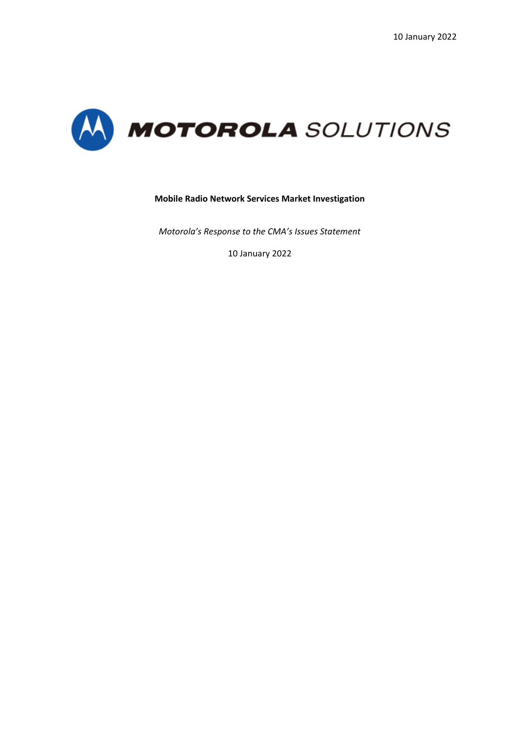10 January 2022

MOTOROLA SOLUTIONS

**Mobile Radio Network Services Market Investigation**

*Motorola's Response to the CMA's Issues Statement*

10 January 2022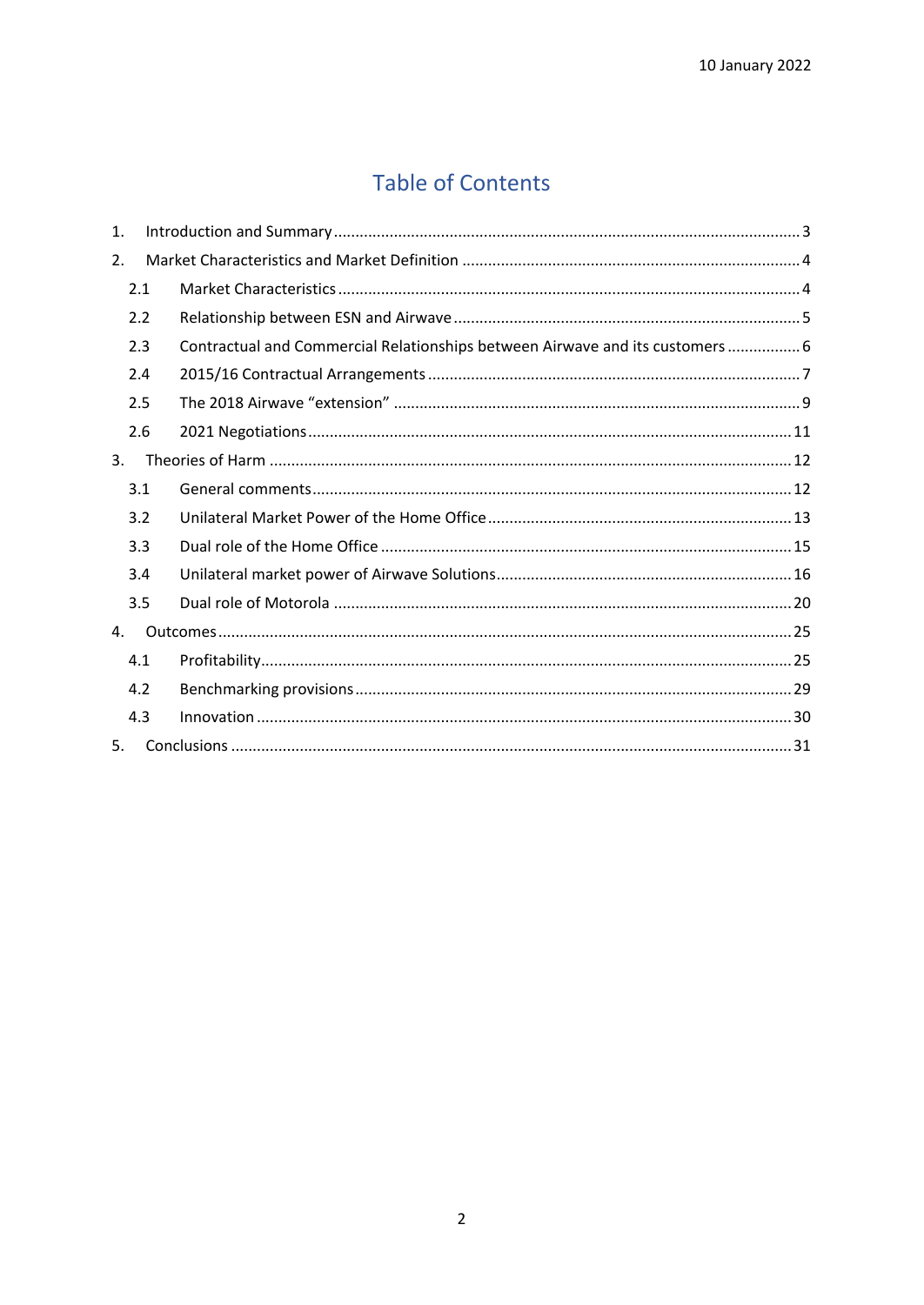10 January 2022

# Table of Contents

1. Introduction and Summary ... 3
2. Market Characteristics and Market Definition ... 4
   - 2.1 Market Characteristics ... 4
   - 2.2 Relationship between ESN and Airwave ... 5
   - 2.3 Contractual and Commercial Relationships between Airwave and its customers ... 6
   - 2.4 2015/16 Contractual Arrangements ... 7
   - 2.5 The 2018 Airwave "extension" ... 9
   - 2.6 2021 Negotiations ... 11
3. Theories of Harm ... 12
   - 3.1 General comments ... 12
   - 3.2 Unilateral Market Power of the Home Office ... 13
   - 3.3 Dual role of the Home Office ... 15
   - 3.4 Unilateral market power of Airwave Solutions ... 16
   - 3.5 Dual role of Motorola ... 20
4. Outcomes ... 25
   - 4.1 Profitability ... 25
   - 4.2 Benchmarking provisions ... 29
   - 4.3 Innovation ... 30
5. Conclusions ... 31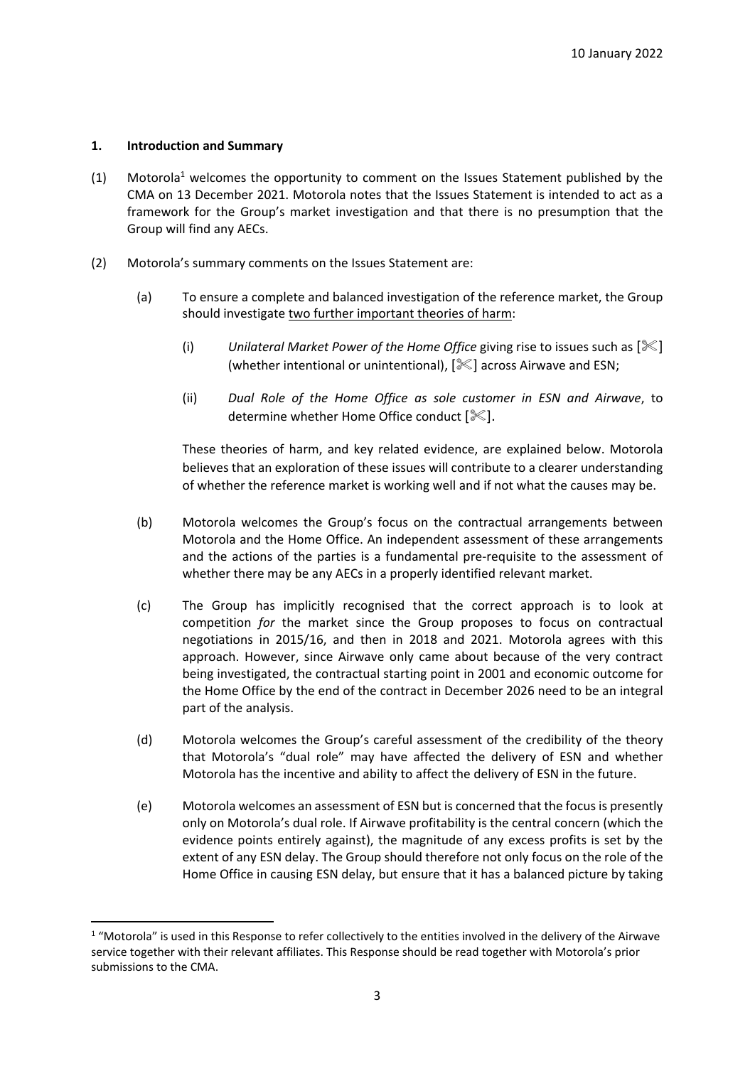10 January 2022

## 1. Introduction and Summary

(1) Motorola[1] welcomes the opportunity to comment on the Issues Statement published by the CMA on 13 December 2021. Motorola notes that the Issues Statement is intended to act as a framework for the Group's market investigation and that there is no presumption that the Group will find any AECs.

(2) Motorola's summary comments on the Issues Statement are:

(a) To ensure a complete and balanced investigation of the reference market, the Group should investigate two further important theories of harm:

(i) *Unilateral Market Power of the Home Office* giving rise to issues such as [✂] (whether intentional or unintentional), [✂] across Airwave and ESN;

(ii) *Dual Role of the Home Office as sole customer in ESN and Airwave*, to determine whether Home Office conduct [✂].

These theories of harm, and key related evidence, are explained below. Motorola believes that an exploration of these issues will contribute to a clearer understanding of whether the reference market is working well and if not what the causes may be.

(b) Motorola welcomes the Group's focus on the contractual arrangements between Motorola and the Home Office. An independent assessment of these arrangements and the actions of the parties is a fundamental pre-requisite to the assessment of whether there may be any AECs in a properly identified relevant market.

(c) The Group has implicitly recognised that the correct approach is to look at competition *for* the market since the Group proposes to focus on contractual negotiations in 2015/16, and then in 2018 and 2021. Motorola agrees with this approach. However, since Airwave only came about because of the very contract being investigated, the contractual starting point in 2001 and economic outcome for the Home Office by the end of the contract in December 2026 need to be an integral part of the analysis.

(d) Motorola welcomes the Group's careful assessment of the credibility of the theory that Motorola's "dual role" may have affected the delivery of ESN and whether Motorola has the incentive and ability to affect the delivery of ESN in the future.

(e) Motorola welcomes an assessment of ESN but is concerned that the focus is presently only on Motorola's dual role. If Airwave profitability is the central concern (which the evidence points entirely against), the magnitude of any excess profits is set by the extent of any ESN delay. The Group should therefore not only focus on the role of the Home Office in causing ESN delay, but ensure that it has a balanced picture by taking

[1] "Motorola" is used in this Response to refer collectively to the entities involved in the delivery of the Airwave service together with their relevant affiliates. This Response should be read together with Motorola's prior submissions to the CMA.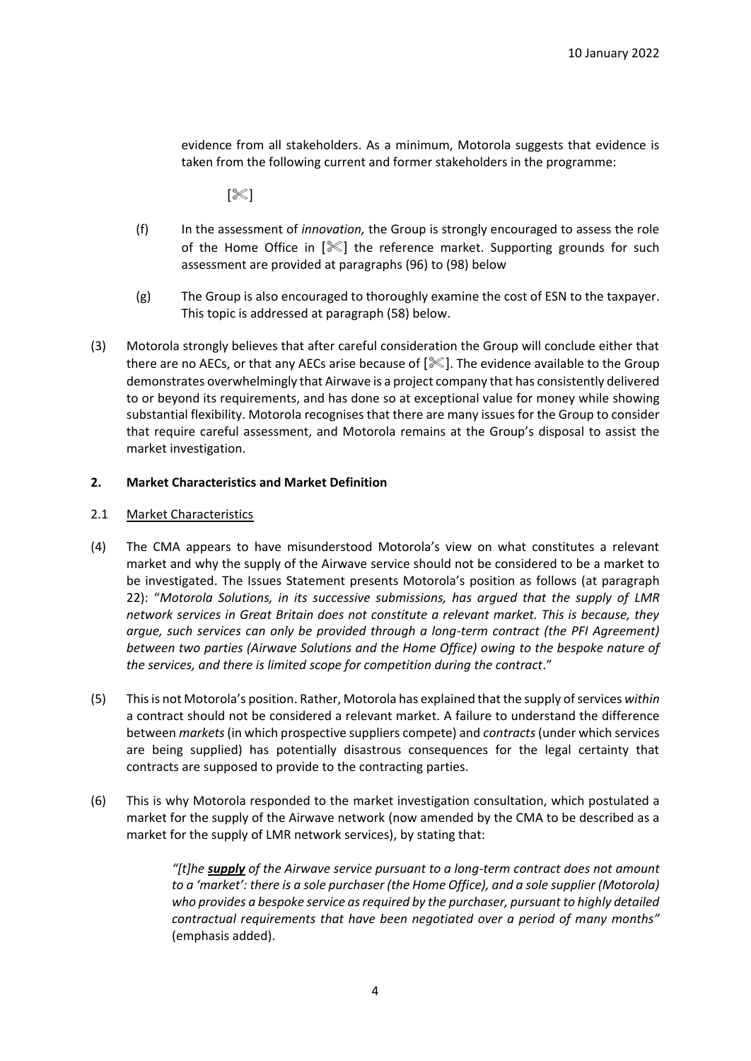evidence from all stakeholders. As a minimum, Motorola suggests that evidence is taken from the following current and former stakeholders in the programme:

[✂]

(f) In the assessment of *innovation,* the Group is strongly encouraged to assess the role of the Home Office in [✂] the reference market. Supporting grounds for such assessment are provided at paragraphs (96) to (98) below

(g) The Group is also encouraged to thoroughly examine the cost of ESN to the taxpayer. This topic is addressed at paragraph (58) below.

(3) Motorola strongly believes that after careful consideration the Group will conclude either that there are no AECs, or that any AECs arise because of [✂]. The evidence available to the Group demonstrates overwhelmingly that Airwave is a project company that has consistently delivered to or beyond its requirements, and has done so at exceptional value for money while showing substantial flexibility. Motorola recognises that there are many issues for the Group to consider that require careful assessment, and Motorola remains at the Group's disposal to assist the market investigation.

## 2. Market Characteristics and Market Definition

### 2.1 Market Characteristics

(4) The CMA appears to have misunderstood Motorola's view on what constitutes a relevant market and why the supply of the Airwave service should not be considered to be a market to be investigated. The Issues Statement presents Motorola's position as follows (at paragraph 22): "*Motorola Solutions, in its successive submissions, has argued that the supply of LMR network services in Great Britain does not constitute a relevant market. This is because, they argue, such services can only be provided through a long-term contract (the PFI Agreement) between two parties (Airwave Solutions and the Home Office) owing to the bespoke nature of the services, and there is limited scope for competition during the contract*."

(5) This is not Motorola's position. Rather, Motorola has explained that the supply of services *within* a contract should not be considered a relevant market. A failure to understand the difference between *markets* (in which prospective suppliers compete) and *contracts* (under which services are being supplied) has potentially disastrous consequences for the legal certainty that contracts are supposed to provide to the contracting parties.

(6) This is why Motorola responded to the market investigation consultation, which postulated a market for the supply of the Airwave network (now amended by the CMA to be described as a market for the supply of LMR network services), by stating that:

> *"[t]he **supply** of the Airwave service pursuant to a long-term contract does not amount to a 'market': there is a sole purchaser (the Home Office), and a sole supplier (Motorola) who provides a bespoke service as required by the purchaser, pursuant to highly detailed contractual requirements that have been negotiated over a period of many months"* (emphasis added).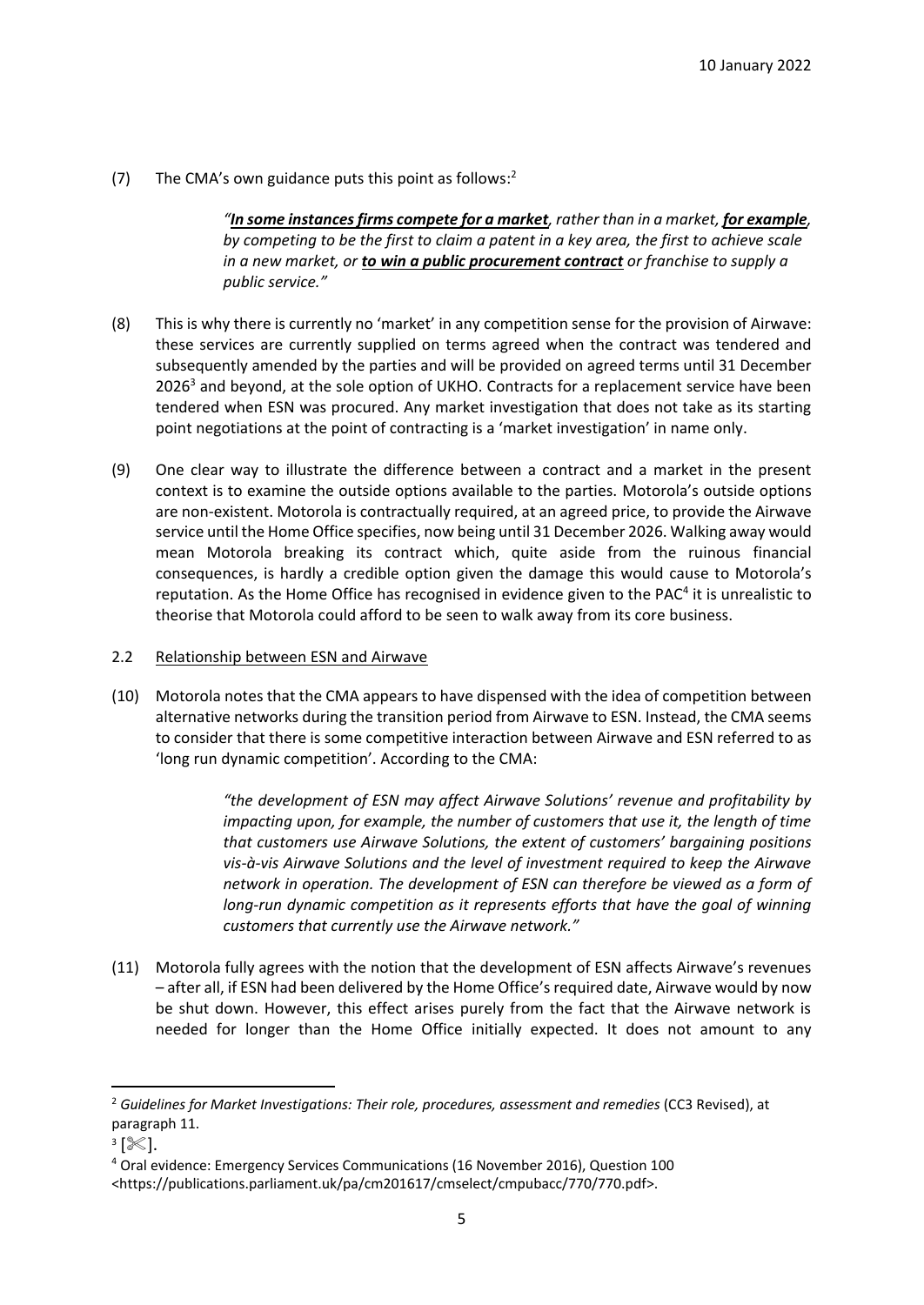(7) The CMA's own guidance puts this point as follows:[2]

> *"**In some instances firms compete for a market**, rather than in a market, **for example**, by competing to be the first to claim a patent in a key area, the first to achieve scale in a new market, or **to win a public procurement contract** or franchise to supply a public service."*

(8) This is why there is currently no 'market' in any competition sense for the provision of Airwave: these services are currently supplied on terms agreed when the contract was tendered and subsequently amended by the parties and will be provided on agreed terms until 31 December 2026[3] and beyond, at the sole option of UKHO. Contracts for a replacement service have been tendered when ESN was procured. Any market investigation that does not take as its starting point negotiations at the point of contracting is a 'market investigation' in name only.

(9) One clear way to illustrate the difference between a contract and a market in the present context is to examine the outside options available to the parties. Motorola's outside options are non-existent. Motorola is contractually required, at an agreed price, to provide the Airwave service until the Home Office specifies, now being until 31 December 2026. Walking away would mean Motorola breaking its contract which, quite aside from the ruinous financial consequences, is hardly a credible option given the damage this would cause to Motorola's reputation. As the Home Office has recognised in evidence given to the PAC[4] it is unrealistic to theorise that Motorola could afford to be seen to walk away from its core business.

2.2 Relationship between ESN and Airwave

(10) Motorola notes that the CMA appears to have dispensed with the idea of competition between alternative networks during the transition period from Airwave to ESN. Instead, the CMA seems to consider that there is some competitive interaction between Airwave and ESN referred to as 'long run dynamic competition'. According to the CMA:

> *"the development of ESN may affect Airwave Solutions' revenue and profitability by impacting upon, for example, the number of customers that use it, the length of time that customers use Airwave Solutions, the extent of customers' bargaining positions vis-à-vis Airwave Solutions and the level of investment required to keep the Airwave network in operation. The development of ESN can therefore be viewed as a form of long-run dynamic competition as it represents efforts that have the goal of winning customers that currently use the Airwave network."*

(11) Motorola fully agrees with the notion that the development of ESN affects Airwave's revenues – after all, if ESN had been delivered by the Home Office's required date, Airwave would by now be shut down. However, this effect arises purely from the fact that the Airwave network is needed for longer than the Home Office initially expected. It does not amount to any

[2] *Guidelines for Market Investigations: Their role, procedures, assessment and remedies* (CC3 Revised), at paragraph 11.

[3] [✂].

[4] Oral evidence: Emergency Services Communications (16 November 2016), Question 100 <https://publications.parliament.uk/pa/cm201617/cmselect/cmpubacc/770/770.pdf>.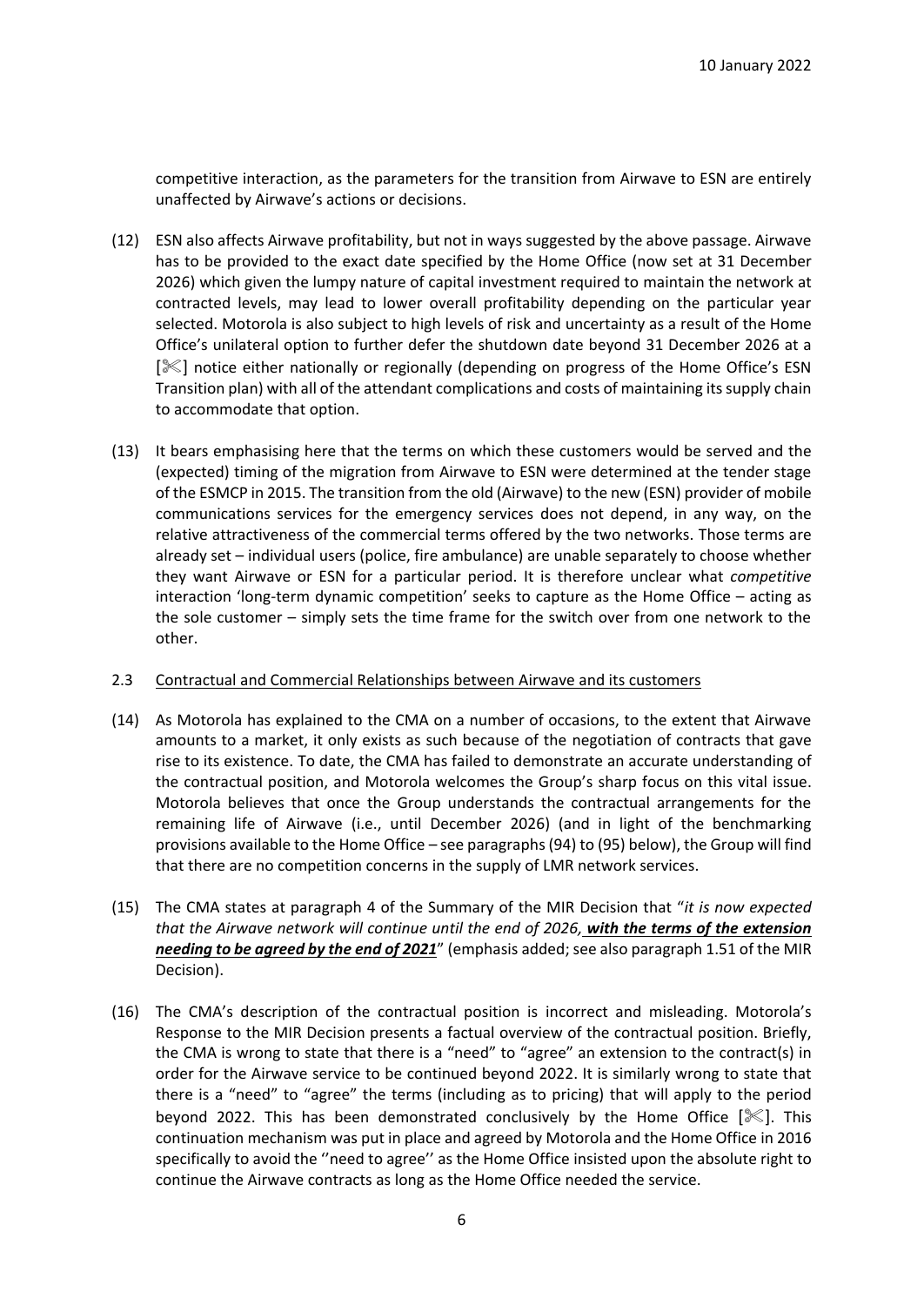competitive interaction, as the parameters for the transition from Airwave to ESN are entirely unaffected by Airwave's actions or decisions.

(12) ESN also affects Airwave profitability, but not in ways suggested by the above passage. Airwave has to be provided to the exact date specified by the Home Office (now set at 31 December 2026) which given the lumpy nature of capital investment required to maintain the network at contracted levels, may lead to lower overall profitability depending on the particular year selected. Motorola is also subject to high levels of risk and uncertainty as a result of the Home Office's unilateral option to further defer the shutdown date beyond 31 December 2026 at a [✂] notice either nationally or regionally (depending on progress of the Home Office's ESN Transition plan) with all of the attendant complications and costs of maintaining its supply chain to accommodate that option.

(13) It bears emphasising here that the terms on which these customers would be served and the (expected) timing of the migration from Airwave to ESN were determined at the tender stage of the ESMCP in 2015. The transition from the old (Airwave) to the new (ESN) provider of mobile communications services for the emergency services does not depend, in any way, on the relative attractiveness of the commercial terms offered by the two networks. Those terms are already set – individual users (police, fire ambulance) are unable separately to choose whether they want Airwave or ESN for a particular period. It is therefore unclear what *competitive* interaction 'long-term dynamic competition' seeks to capture as the Home Office – acting as the sole customer – simply sets the time frame for the switch over from one network to the other.

2.3 Contractual and Commercial Relationships between Airwave and its customers

(14) As Motorola has explained to the CMA on a number of occasions, to the extent that Airwave amounts to a market, it only exists as such because of the negotiation of contracts that gave rise to its existence. To date, the CMA has failed to demonstrate an accurate understanding of the contractual position, and Motorola welcomes the Group's sharp focus on this vital issue. Motorola believes that once the Group understands the contractual arrangements for the remaining life of Airwave (i.e., until December 2026) (and in light of the benchmarking provisions available to the Home Office – see paragraphs (94) to (95) below), the Group will find that there are no competition concerns in the supply of LMR network services.

(15) The CMA states at paragraph 4 of the Summary of the MIR Decision that "*it is now expected that the Airwave network will continue until the end of 2026,* ***with the terms of the extension needing to be agreed by the end of 2021***" (emphasis added; see also paragraph 1.51 of the MIR Decision).

(16) The CMA's description of the contractual position is incorrect and misleading. Motorola's Response to the MIR Decision presents a factual overview of the contractual position. Briefly, the CMA is wrong to state that there is a "need" to "agree" an extension to the contract(s) in order for the Airwave service to be continued beyond 2022. It is similarly wrong to state that there is a "need" to "agree" the terms (including as to pricing) that will apply to the period beyond 2022. This has been demonstrated conclusively by the Home Office [✂]. This continuation mechanism was put in place and agreed by Motorola and the Home Office in 2016 specifically to avoid the ''need to agree'' as the Home Office insisted upon the absolute right to continue the Airwave contracts as long as the Home Office needed the service.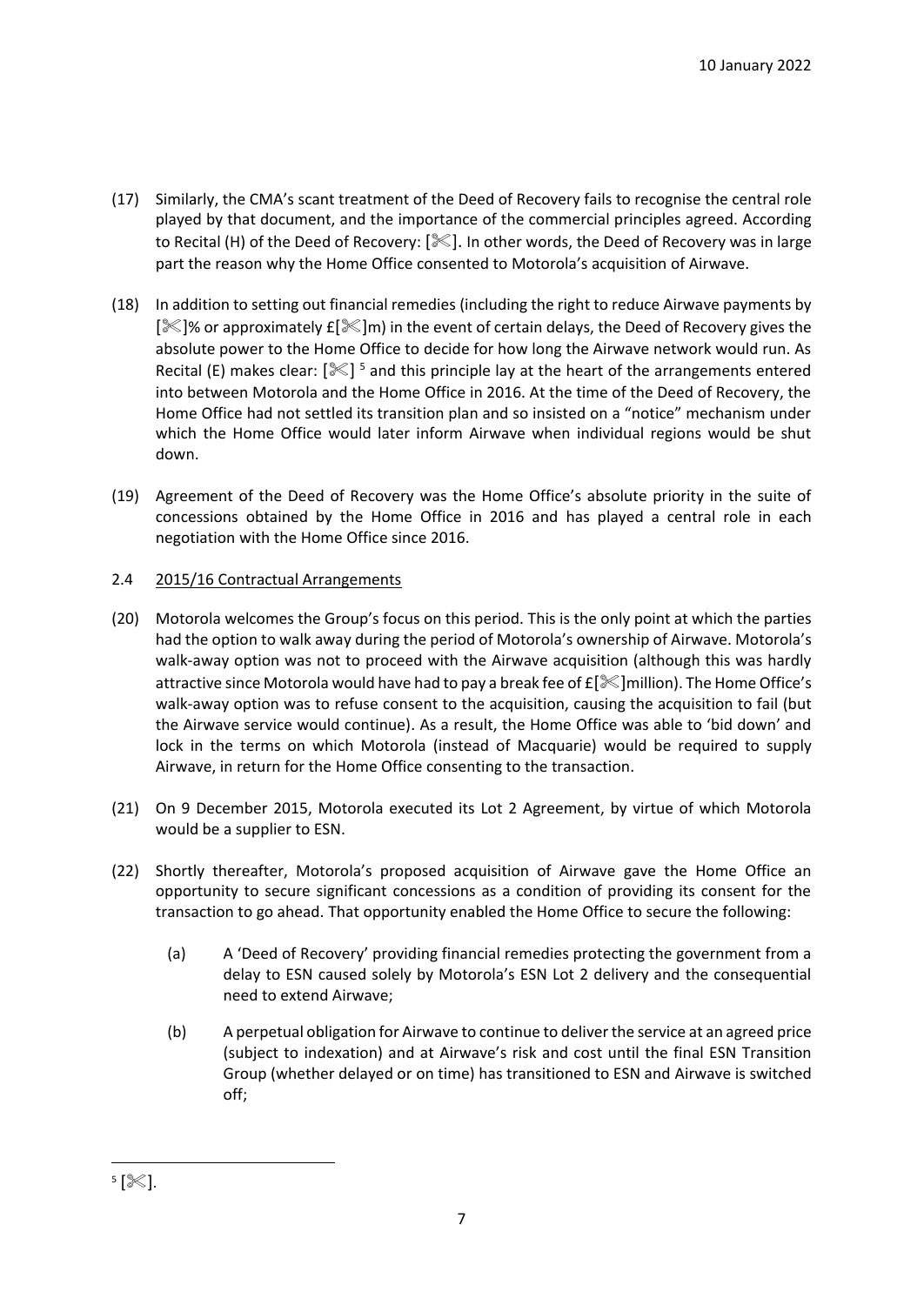(17) Similarly, the CMA's scant treatment of the Deed of Recovery fails to recognise the central role played by that document, and the importance of the commercial principles agreed. According to Recital (H) of the Deed of Recovery: [✂]. In other words, the Deed of Recovery was in large part the reason why the Home Office consented to Motorola's acquisition of Airwave.

(18) In addition to setting out financial remedies (including the right to reduce Airwave payments by [✂]% or approximately £[✂]m) in the event of certain delays, the Deed of Recovery gives the absolute power to the Home Office to decide for how long the Airwave network would run. As Recital (E) makes clear: [✂] [5] and this principle lay at the heart of the arrangements entered into between Motorola and the Home Office in 2016. At the time of the Deed of Recovery, the Home Office had not settled its transition plan and so insisted on a "notice" mechanism under which the Home Office would later inform Airwave when individual regions would be shut down.

(19) Agreement of the Deed of Recovery was the Home Office's absolute priority in the suite of concessions obtained by the Home Office in 2016 and has played a central role in each negotiation with the Home Office since 2016.

## 2.4 2015/16 Contractual Arrangements

(20) Motorola welcomes the Group's focus on this period. This is the only point at which the parties had the option to walk away during the period of Motorola's ownership of Airwave. Motorola's walk-away option was not to proceed with the Airwave acquisition (although this was hardly attractive since Motorola would have had to pay a break fee of £[✂]million). The Home Office's walk-away option was to refuse consent to the acquisition, causing the acquisition to fail (but the Airwave service would continue). As a result, the Home Office was able to 'bid down' and lock in the terms on which Motorola (instead of Macquarie) would be required to supply Airwave, in return for the Home Office consenting to the transaction.

(21) On 9 December 2015, Motorola executed its Lot 2 Agreement, by virtue of which Motorola would be a supplier to ESN.

(22) Shortly thereafter, Motorola's proposed acquisition of Airwave gave the Home Office an opportunity to secure significant concessions as a condition of providing its consent for the transaction to go ahead. That opportunity enabled the Home Office to secure the following:

   (a) A 'Deed of Recovery' providing financial remedies protecting the government from a delay to ESN caused solely by Motorola's ESN Lot 2 delivery and the consequential need to extend Airwave;

   (b) A perpetual obligation for Airwave to continue to deliver the service at an agreed price (subject to indexation) and at Airwave's risk and cost until the final ESN Transition Group (whether delayed or on time) has transitioned to ESN and Airwave is switched off;

[5] [✂].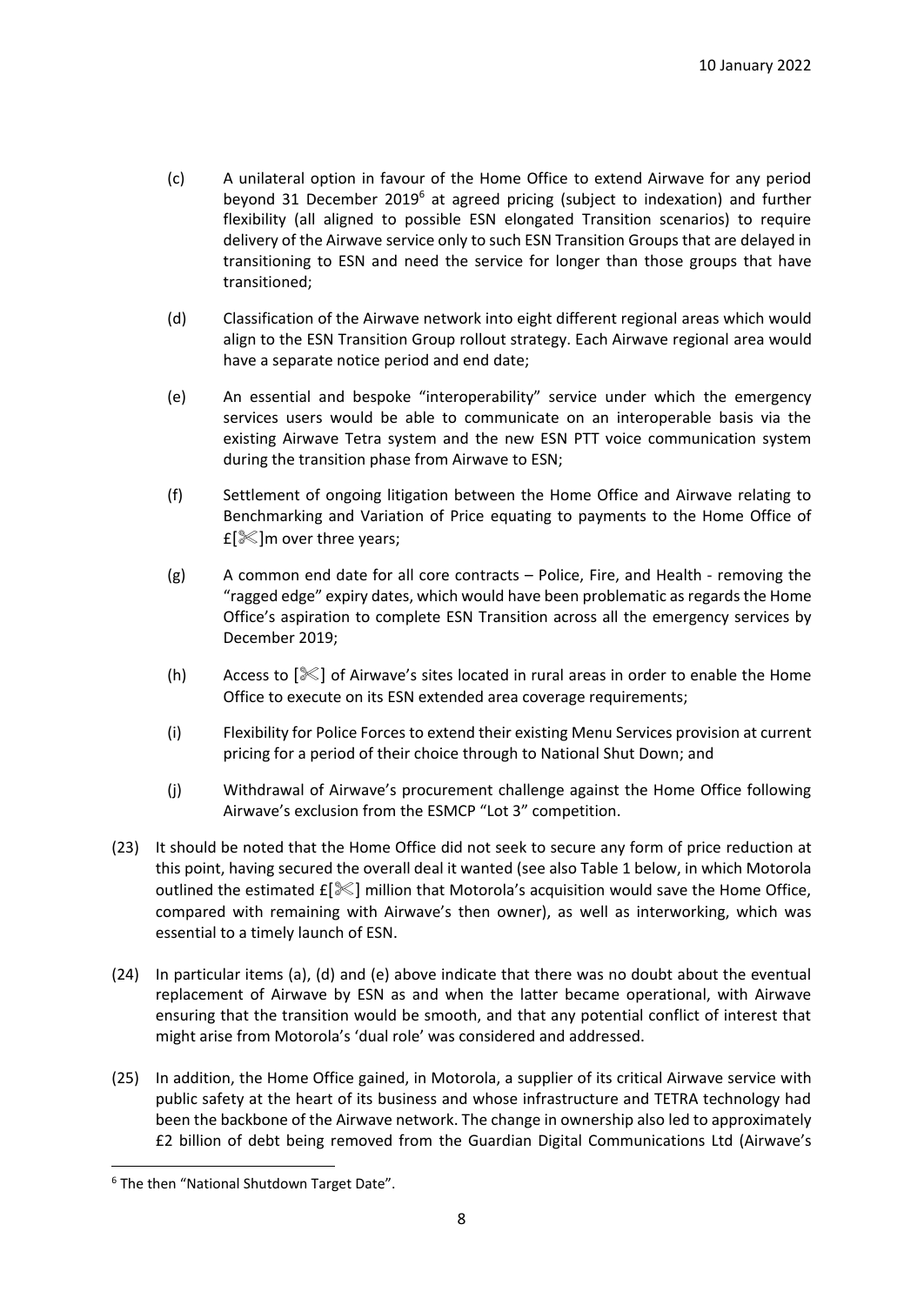(c) A unilateral option in favour of the Home Office to extend Airwave for any period beyond 31 December 2019[6] at agreed pricing (subject to indexation) and further flexibility (all aligned to possible ESN elongated Transition scenarios) to require delivery of the Airwave service only to such ESN Transition Groups that are delayed in transitioning to ESN and need the service for longer than those groups that have transitioned;

(d) Classification of the Airwave network into eight different regional areas which would align to the ESN Transition Group rollout strategy. Each Airwave regional area would have a separate notice period and end date;

(e) An essential and bespoke "interoperability" service under which the emergency services users would be able to communicate on an interoperable basis via the existing Airwave Tetra system and the new ESN PTT voice communication system during the transition phase from Airwave to ESN;

(f) Settlement of ongoing litigation between the Home Office and Airwave relating to Benchmarking and Variation of Price equating to payments to the Home Office of £[✂]m over three years;

(g) A common end date for all core contracts – Police, Fire, and Health - removing the "ragged edge" expiry dates, which would have been problematic as regards the Home Office's aspiration to complete ESN Transition across all the emergency services by December 2019;

(h) Access to [✂] of Airwave's sites located in rural areas in order to enable the Home Office to execute on its ESN extended area coverage requirements;

(i) Flexibility for Police Forces to extend their existing Menu Services provision at current pricing for a period of their choice through to National Shut Down; and

(j) Withdrawal of Airwave's procurement challenge against the Home Office following Airwave's exclusion from the ESMCP "Lot 3" competition.

(23) It should be noted that the Home Office did not seek to secure any form of price reduction at this point, having secured the overall deal it wanted (see also Table 1 below, in which Motorola outlined the estimated £[✂] million that Motorola's acquisition would save the Home Office, compared with remaining with Airwave's then owner), as well as interworking, which was essential to a timely launch of ESN.

(24) In particular items (a), (d) and (e) above indicate that there was no doubt about the eventual replacement of Airwave by ESN as and when the latter became operational, with Airwave ensuring that the transition would be smooth, and that any potential conflict of interest that might arise from Motorola's 'dual role' was considered and addressed.

(25) In addition, the Home Office gained, in Motorola, a supplier of its critical Airwave service with public safety at the heart of its business and whose infrastructure and TETRA technology had been the backbone of the Airwave network. The change in ownership also led to approximately £2 billion of debt being removed from the Guardian Digital Communications Ltd (Airwave's

[6] The then "National Shutdown Target Date".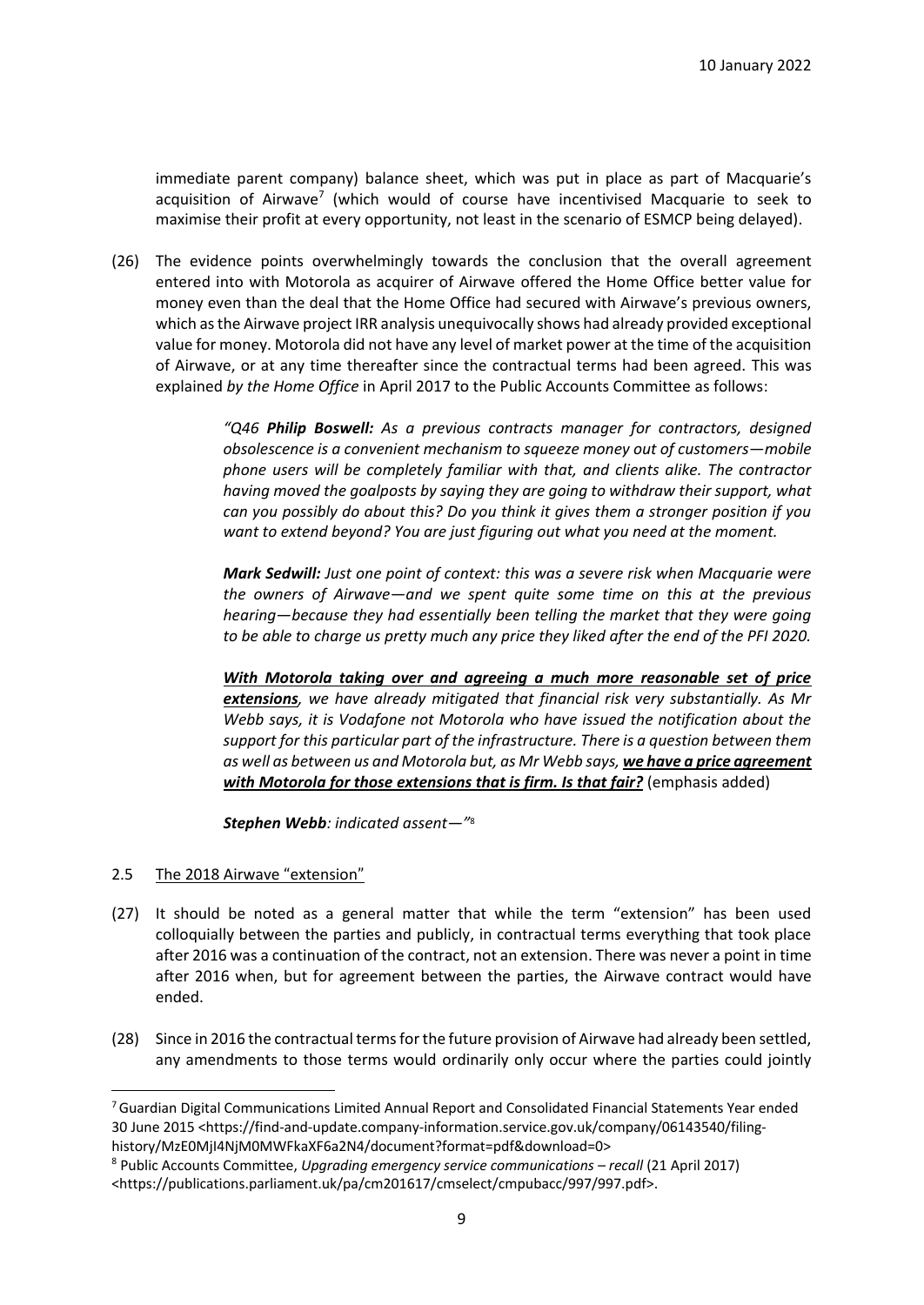immediate parent company) balance sheet, which was put in place as part of Macquarie's acquisition of Airwave[7] (which would of course have incentivised Macquarie to seek to maximise their profit at every opportunity, not least in the scenario of ESMCP being delayed).

(26) The evidence points overwhelmingly towards the conclusion that the overall agreement entered into with Motorola as acquirer of Airwave offered the Home Office better value for money even than the deal that the Home Office had secured with Airwave's previous owners, which as the Airwave project IRR analysis unequivocally shows had already provided exceptional value for money. Motorola did not have any level of market power at the time of the acquisition of Airwave, or at any time thereafter since the contractual terms had been agreed. This was explained *by the Home Office* in April 2017 to the Public Accounts Committee as follows:

> *"Q46 **Philip Boswell:** As a previous contracts manager for contractors, designed obsolescence is a convenient mechanism to squeeze money out of customers—mobile phone users will be completely familiar with that, and clients alike. The contractor having moved the goalposts by saying they are going to withdraw their support, what can you possibly do about this? Do you think it gives them a stronger position if you want to extend beyond? You are just figuring out what you need at the moment.*
>
> ***Mark Sedwill:** Just one point of context: this was a severe risk when Macquarie were the owners of Airwave—and we spent quite some time on this at the previous hearing—because they had essentially been telling the market that they were going to be able to charge us pretty much any price they liked after the end of the PFI 2020.*
>
> ***<u>With Motorola taking over and agreeing a much more reasonable set of price extensions</u>**, we have already mitigated that financial risk very substantially. As Mr Webb says, it is Vodafone not Motorola who have issued the notification about the support for this particular part of the infrastructure. There is a question between them as well as between us and Motorola but, as Mr Webb says, **<u>we have a price agreement with Motorola for those extensions that is firm. Is that fair?</u>*** (emphasis added)
>
> ***Stephen Webb**: indicated assent—"*[8]

2.5 <u>The 2018 Airwave "extension"</u>

(27) It should be noted as a general matter that while the term "extension" has been used colloquially between the parties and publicly, in contractual terms everything that took place after 2016 was a continuation of the contract, not an extension. There was never a point in time after 2016 when, but for agreement between the parties, the Airwave contract would have ended.

(28) Since in 2016 the contractual terms for the future provision of Airwave had already been settled, any amendments to those terms would ordinarily only occur where the parties could jointly

---

[7] Guardian Digital Communications Limited Annual Report and Consolidated Financial Statements Year ended 30 June 2015 <https://find-and-update.company-information.service.gov.uk/company/06143540/filing-history/MzE0MjI4NjM0MWFkaXF6a2N4/document?format=pdf&download=0>

[8] Public Accounts Committee, *Upgrading emergency service communications – recall* (21 April 2017) <https://publications.parliament.uk/pa/cm201617/cmselect/cmpubacc/997/997.pdf>.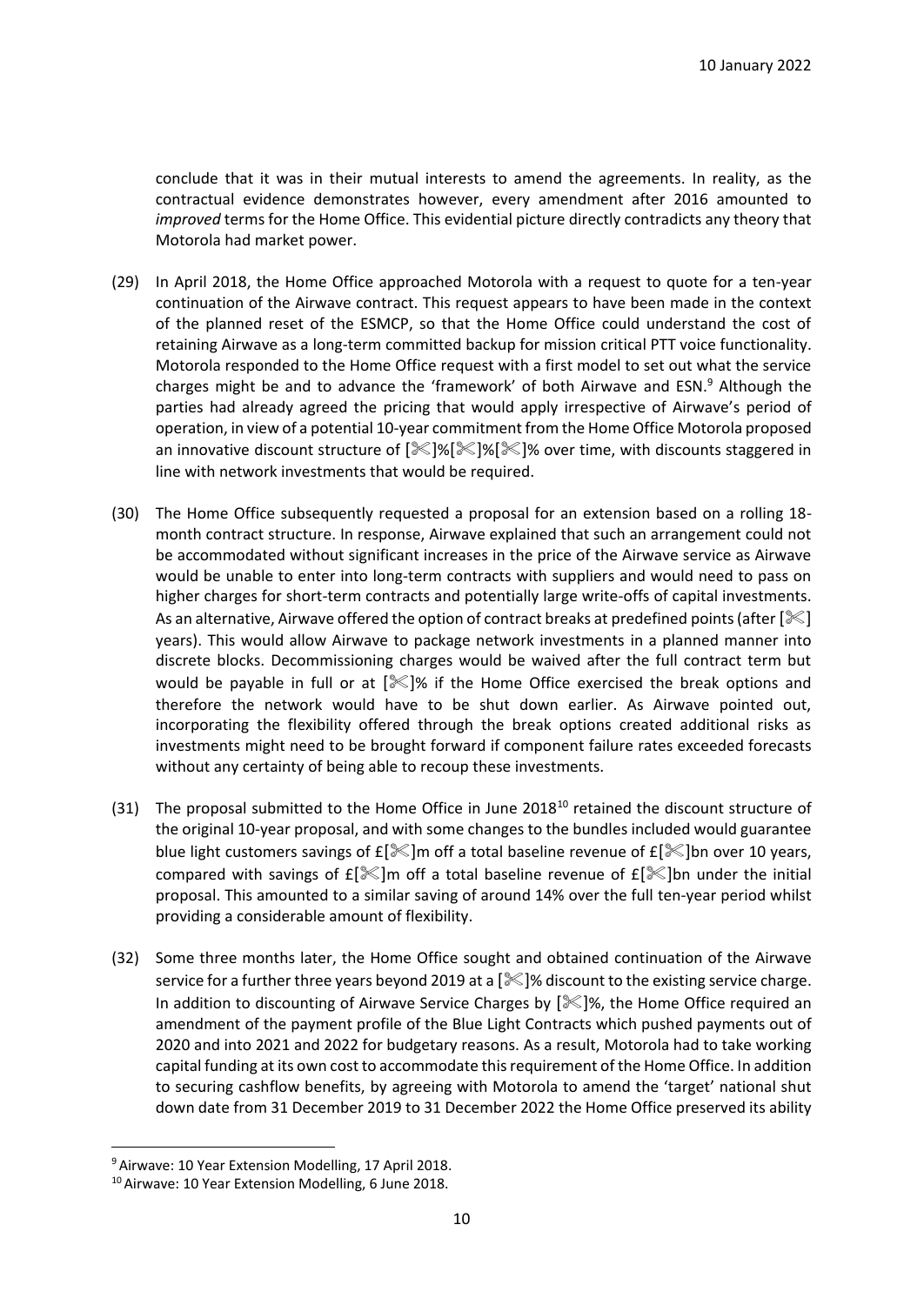conclude that it was in their mutual interests to amend the agreements. In reality, as the contractual evidence demonstrates however, every amendment after 2016 amounted to *improved* terms for the Home Office. This evidential picture directly contradicts any theory that Motorola had market power.

(29) In April 2018, the Home Office approached Motorola with a request to quote for a ten-year continuation of the Airwave contract. This request appears to have been made in the context of the planned reset of the ESMCP, so that the Home Office could understand the cost of retaining Airwave as a long-term committed backup for mission critical PTT voice functionality. Motorola responded to the Home Office request with a first model to set out what the service charges might be and to advance the 'framework' of both Airwave and ESN.[9] Although the parties had already agreed the pricing that would apply irrespective of Airwave's period of operation, in view of a potential 10-year commitment from the Home Office Motorola proposed an innovative discount structure of [✂]%[✂]%[✂]% over time, with discounts staggered in line with network investments that would be required.

(30) The Home Office subsequently requested a proposal for an extension based on a rolling 18-month contract structure. In response, Airwave explained that such an arrangement could not be accommodated without significant increases in the price of the Airwave service as Airwave would be unable to enter into long-term contracts with suppliers and would need to pass on higher charges for short-term contracts and potentially large write-offs of capital investments. As an alternative, Airwave offered the option of contract breaks at predefined points (after [✂] years). This would allow Airwave to package network investments in a planned manner into discrete blocks. Decommissioning charges would be waived after the full contract term but would be payable in full or at [✂]% if the Home Office exercised the break options and therefore the network would have to be shut down earlier. As Airwave pointed out, incorporating the flexibility offered through the break options created additional risks as investments might need to be brought forward if component failure rates exceeded forecasts without any certainty of being able to recoup these investments.

(31) The proposal submitted to the Home Office in June 2018[10] retained the discount structure of the original 10-year proposal, and with some changes to the bundles included would guarantee blue light customers savings of £[✂]m off a total baseline revenue of £[✂]bn over 10 years, compared with savings of £[✂]m off a total baseline revenue of £[✂]bn under the initial proposal. This amounted to a similar saving of around 14% over the full ten-year period whilst providing a considerable amount of flexibility.

(32) Some three months later, the Home Office sought and obtained continuation of the Airwave service for a further three years beyond 2019 at a [✂]% discount to the existing service charge. In addition to discounting of Airwave Service Charges by [✂]%, the Home Office required an amendment of the payment profile of the Blue Light Contracts which pushed payments out of 2020 and into 2021 and 2022 for budgetary reasons. As a result, Motorola had to take working capital funding at its own cost to accommodate this requirement of the Home Office. In addition to securing cashflow benefits, by agreeing with Motorola to amend the 'target' national shut down date from 31 December 2019 to 31 December 2022 the Home Office preserved its ability

[9] Airwave: 10 Year Extension Modelling, 17 April 2018.

[10] Airwave: 10 Year Extension Modelling, 6 June 2018.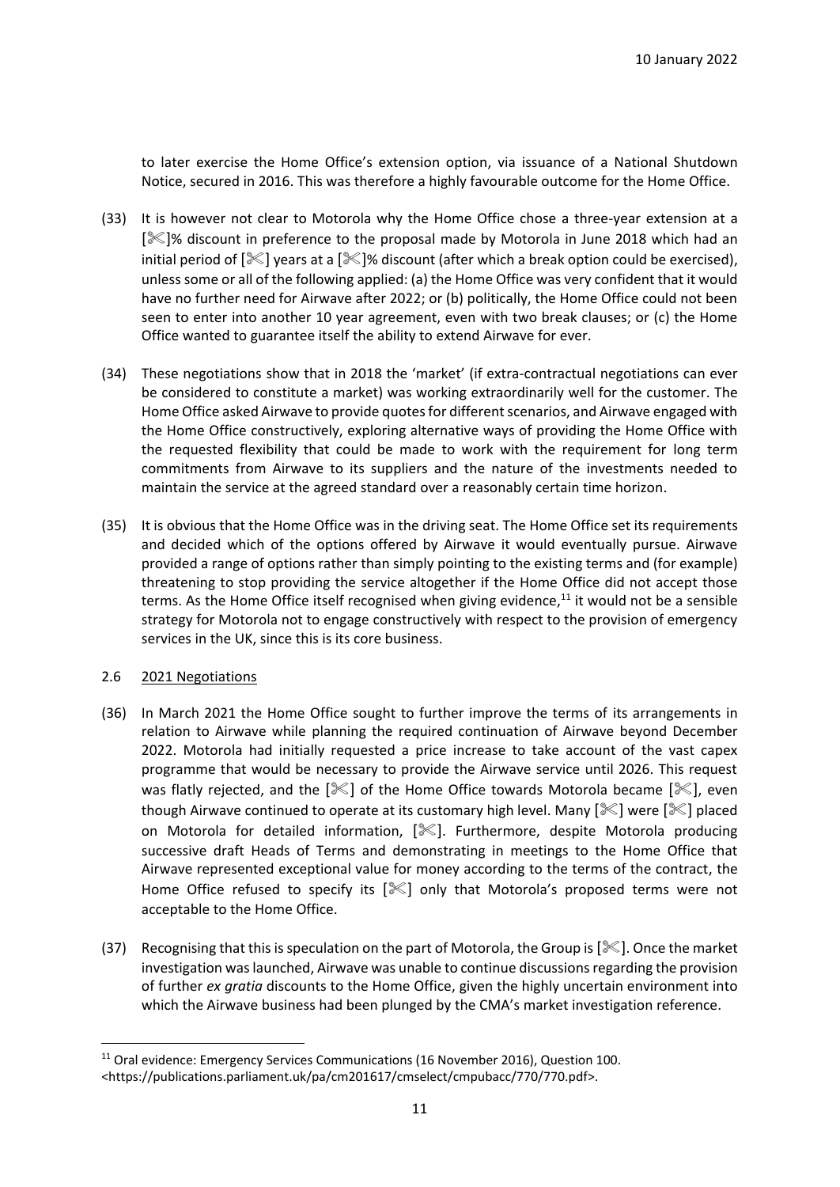to later exercise the Home Office's extension option, via issuance of a National Shutdown Notice, secured in 2016. This was therefore a highly favourable outcome for the Home Office.

(33) It is however not clear to Motorola why the Home Office chose a three-year extension at a [✂]% discount in preference to the proposal made by Motorola in June 2018 which had an initial period of [✂] years at a [✂]% discount (after which a break option could be exercised), unless some or all of the following applied: (a) the Home Office was very confident that it would have no further need for Airwave after 2022; or (b) politically, the Home Office could not been seen to enter into another 10 year agreement, even with two break clauses; or (c) the Home Office wanted to guarantee itself the ability to extend Airwave for ever.

(34) These negotiations show that in 2018 the 'market' (if extra-contractual negotiations can ever be considered to constitute a market) was working extraordinarily well for the customer. The Home Office asked Airwave to provide quotes for different scenarios, and Airwave engaged with the Home Office constructively, exploring alternative ways of providing the Home Office with the requested flexibility that could be made to work with the requirement for long term commitments from Airwave to its suppliers and the nature of the investments needed to maintain the service at the agreed standard over a reasonably certain time horizon.

(35) It is obvious that the Home Office was in the driving seat. The Home Office set its requirements and decided which of the options offered by Airwave it would eventually pursue. Airwave provided a range of options rather than simply pointing to the existing terms and (for example) threatening to stop providing the service altogether if the Home Office did not accept those terms. As the Home Office itself recognised when giving evidence,[11] it would not be a sensible strategy for Motorola not to engage constructively with respect to the provision of emergency services in the UK, since this is its core business.

## 2.6 2021 Negotiations

(36) In March 2021 the Home Office sought to further improve the terms of its arrangements in relation to Airwave while planning the required continuation of Airwave beyond December 2022. Motorola had initially requested a price increase to take account of the vast capex programme that would be necessary to provide the Airwave service until 2026. This request was flatly rejected, and the [✂] of the Home Office towards Motorola became [✂], even though Airwave continued to operate at its customary high level. Many [✂] were [✂] placed on Motorola for detailed information, [✂]. Furthermore, despite Motorola producing successive draft Heads of Terms and demonstrating in meetings to the Home Office that Airwave represented exceptional value for money according to the terms of the contract, the Home Office refused to specify its [✂] only that Motorola's proposed terms were not acceptable to the Home Office.

(37) Recognising that this is speculation on the part of Motorola, the Group is [✂]. Once the market investigation was launched, Airwave was unable to continue discussions regarding the provision of further *ex gratia* discounts to the Home Office, given the highly uncertain environment into which the Airwave business had been plunged by the CMA's market investigation reference.

---

[11] Oral evidence: Emergency Services Communications (16 November 2016), Question 100. <https://publications.parliament.uk/pa/cm201617/cmselect/cmpubacc/770/770.pdf>.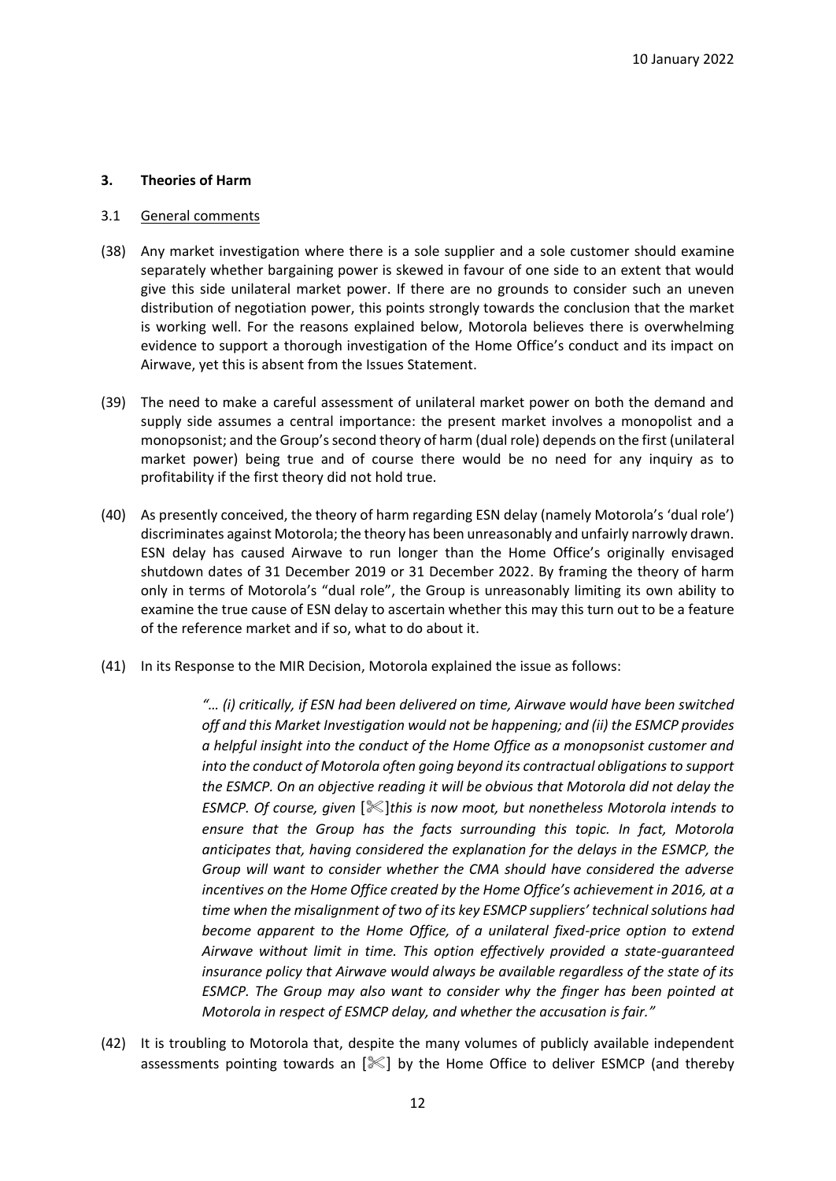10 January 2022

## 3. Theories of Harm

### 3.1 General comments

(38) Any market investigation where there is a sole supplier and a sole customer should examine separately whether bargaining power is skewed in favour of one side to an extent that would give this side unilateral market power. If there are no grounds to consider such an uneven distribution of negotiation power, this points strongly towards the conclusion that the market is working well. For the reasons explained below, Motorola believes there is overwhelming evidence to support a thorough investigation of the Home Office's conduct and its impact on Airwave, yet this is absent from the Issues Statement.

(39) The need to make a careful assessment of unilateral market power on both the demand and supply side assumes a central importance: the present market involves a monopolist and a monopsonist; and the Group's second theory of harm (dual role) depends on the first (unilateral market power) being true and of course there would be no need for any inquiry as to profitability if the first theory did not hold true.

(40) As presently conceived, the theory of harm regarding ESN delay (namely Motorola's 'dual role') discriminates against Motorola; the theory has been unreasonably and unfairly narrowly drawn. ESN delay has caused Airwave to run longer than the Home Office's originally envisaged shutdown dates of 31 December 2019 or 31 December 2022. By framing the theory of harm only in terms of Motorola's "dual role", the Group is unreasonably limiting its own ability to examine the true cause of ESN delay to ascertain whether this may this turn out to be a feature of the reference market and if so, what to do about it.

(41) In its Response to the MIR Decision, Motorola explained the issue as follows:

> *"… (i) critically, if ESN had been delivered on time, Airwave would have been switched off and this Market Investigation would not be happening; and (ii) the ESMCP provides a helpful insight into the conduct of the Home Office as a monopsonist customer and into the conduct of Motorola often going beyond its contractual obligations to support the ESMCP. On an objective reading it will be obvious that Motorola did not delay the ESMCP. Of course, given [✂]this is now moot, but nonetheless Motorola intends to ensure that the Group has the facts surrounding this topic. In fact, Motorola anticipates that, having considered the explanation for the delays in the ESMCP, the Group will want to consider whether the CMA should have considered the adverse incentives on the Home Office created by the Home Office's achievement in 2016, at a time when the misalignment of two of its key ESMCP suppliers' technical solutions had become apparent to the Home Office, of a unilateral fixed-price option to extend Airwave without limit in time. This option effectively provided a state-guaranteed insurance policy that Airwave would always be available regardless of the state of its ESMCP. The Group may also want to consider why the finger has been pointed at Motorola in respect of ESMCP delay, and whether the accusation is fair."*

(42) It is troubling to Motorola that, despite the many volumes of publicly available independent assessments pointing towards an [✂] by the Home Office to deliver ESMCP (and thereby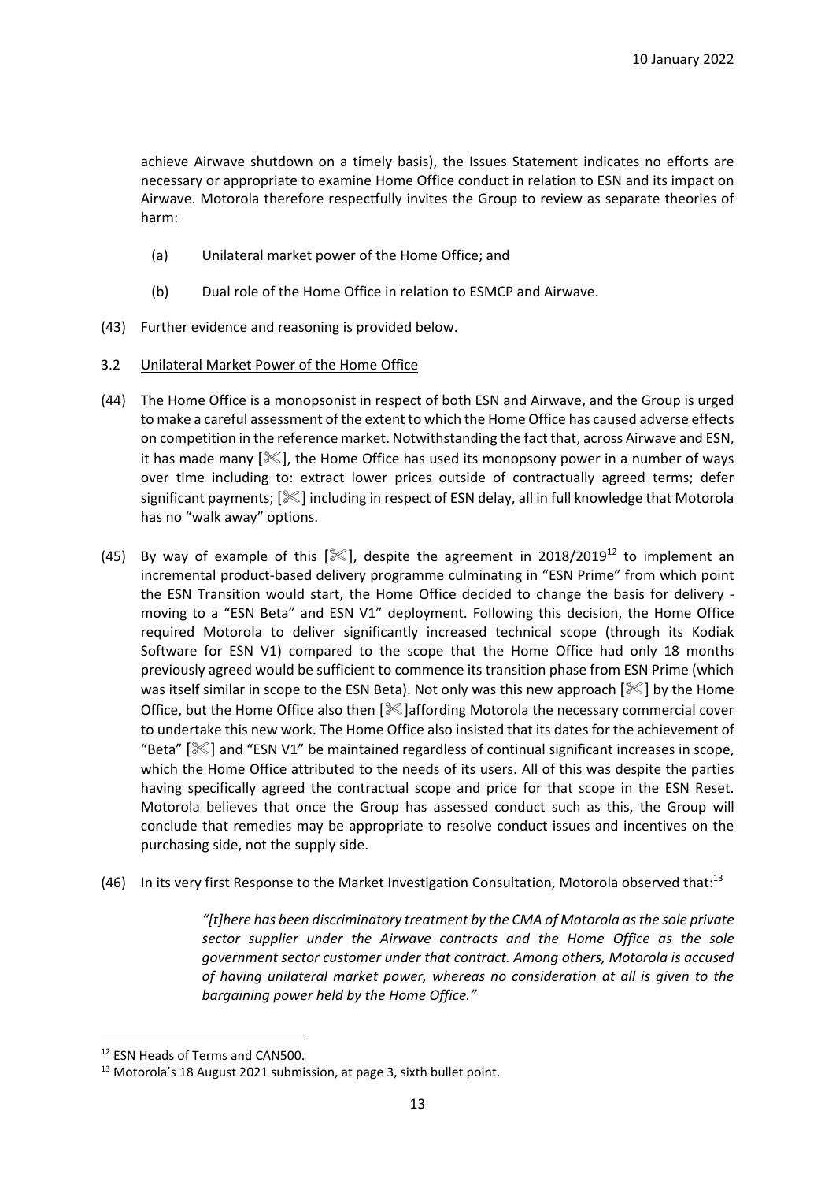achieve Airwave shutdown on a timely basis), the Issues Statement indicates no efforts are necessary or appropriate to examine Home Office conduct in relation to ESN and its impact on Airwave. Motorola therefore respectfully invites the Group to review as separate theories of harm:

(a) Unilateral market power of the Home Office; and

(b) Dual role of the Home Office in relation to ESMCP and Airwave.

(43) Further evidence and reasoning is provided below.

3.2 Unilateral Market Power of the Home Office

(44) The Home Office is a monopsonist in respect of both ESN and Airwave, and the Group is urged to make a careful assessment of the extent to which the Home Office has caused adverse effects on competition in the reference market. Notwithstanding the fact that, across Airwave and ESN, it has made many [✂], the Home Office has used its monopsony power in a number of ways over time including to: extract lower prices outside of contractually agreed terms; defer significant payments; [✂] including in respect of ESN delay, all in full knowledge that Motorola has no "walk away" options.

(45) By way of example of this [✂], despite the agreement in 2018/2019[12] to implement an incremental product-based delivery programme culminating in "ESN Prime" from which point the ESN Transition would start, the Home Office decided to change the basis for delivery - moving to a "ESN Beta" and ESN V1" deployment. Following this decision, the Home Office required Motorola to deliver significantly increased technical scope (through its Kodiak Software for ESN V1) compared to the scope that the Home Office had only 18 months previously agreed would be sufficient to commence its transition phase from ESN Prime (which was itself similar in scope to the ESN Beta). Not only was this new approach [✂] by the Home Office, but the Home Office also then [✂]affording Motorola the necessary commercial cover to undertake this new work. The Home Office also insisted that its dates for the achievement of "Beta" [✂] and "ESN V1" be maintained regardless of continual significant increases in scope, which the Home Office attributed to the needs of its users. All of this was despite the parties having specifically agreed the contractual scope and price for that scope in the ESN Reset. Motorola believes that once the Group has assessed conduct such as this, the Group will conclude that remedies may be appropriate to resolve conduct issues and incentives on the purchasing side, not the supply side.

(46) In its very first Response to the Market Investigation Consultation, Motorola observed that:[13]

> *"[t]here has been discriminatory treatment by the CMA of Motorola as the sole private sector supplier under the Airwave contracts and the Home Office as the sole government sector customer under that contract. Among others, Motorola is accused of having unilateral market power, whereas no consideration at all is given to the bargaining power held by the Home Office."*

---

[12] ESN Heads of Terms and CAN500.

[13] Motorola's 18 August 2021 submission, at page 3, sixth bullet point.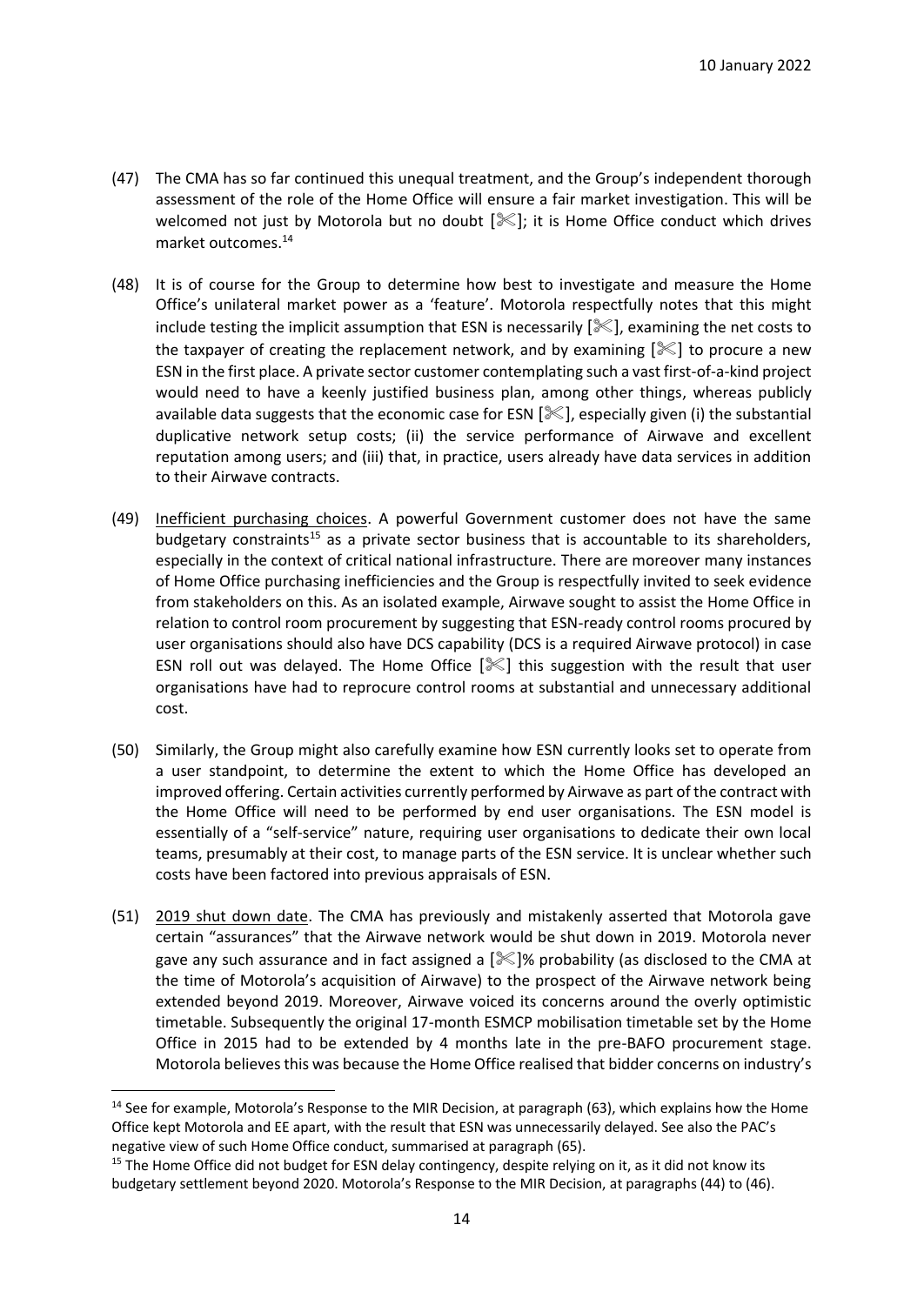(47) The CMA has so far continued this unequal treatment, and the Group's independent thorough assessment of the role of the Home Office will ensure a fair market investigation. This will be welcomed not just by Motorola but no doubt [✂]; it is Home Office conduct which drives market outcomes.[14]

(48) It is of course for the Group to determine how best to investigate and measure the Home Office's unilateral market power as a 'feature'. Motorola respectfully notes that this might include testing the implicit assumption that ESN is necessarily [✂], examining the net costs to the taxpayer of creating the replacement network, and by examining [✂] to procure a new ESN in the first place. A private sector customer contemplating such a vast first-of-a-kind project would need to have a keenly justified business plan, among other things, whereas publicly available data suggests that the economic case for ESN [✂], especially given (i) the substantial duplicative network setup costs; (ii) the service performance of Airwave and excellent reputation among users; and (iii) that, in practice, users already have data services in addition to their Airwave contracts.

(49) <u>Inefficient purchasing choices</u>. A powerful Government customer does not have the same budgetary constraints[15] as a private sector business that is accountable to its shareholders, especially in the context of critical national infrastructure. There are moreover many instances of Home Office purchasing inefficiencies and the Group is respectfully invited to seek evidence from stakeholders on this. As an isolated example, Airwave sought to assist the Home Office in relation to control room procurement by suggesting that ESN-ready control rooms procured by user organisations should also have DCS capability (DCS is a required Airwave protocol) in case ESN roll out was delayed. The Home Office [✂] this suggestion with the result that user organisations have had to reprocure control rooms at substantial and unnecessary additional cost.

(50) Similarly, the Group might also carefully examine how ESN currently looks set to operate from a user standpoint, to determine the extent to which the Home Office has developed an improved offering. Certain activities currently performed by Airwave as part of the contract with the Home Office will need to be performed by end user organisations. The ESN model is essentially of a "self-service" nature, requiring user organisations to dedicate their own local teams, presumably at their cost, to manage parts of the ESN service. It is unclear whether such costs have been factored into previous appraisals of ESN.

(51) <u>2019 shut down date</u>. The CMA has previously and mistakenly asserted that Motorola gave certain "assurances" that the Airwave network would be shut down in 2019. Motorola never gave any such assurance and in fact assigned a [✂]% probability (as disclosed to the CMA at the time of Motorola's acquisition of Airwave) to the prospect of the Airwave network being extended beyond 2019. Moreover, Airwave voiced its concerns around the overly optimistic timetable. Subsequently the original 17-month ESMCP mobilisation timetable set by the Home Office in 2015 had to be extended by 4 months late in the pre-BAFO procurement stage. Motorola believes this was because the Home Office realised that bidder concerns on industry's

---

[14] See for example, Motorola's Response to the MIR Decision, at paragraph (63), which explains how the Home Office kept Motorola and EE apart, with the result that ESN was unnecessarily delayed. See also the PAC's negative view of such Home Office conduct, summarised at paragraph (65).

[15] The Home Office did not budget for ESN delay contingency, despite relying on it, as it did not know its budgetary settlement beyond 2020. Motorola's Response to the MIR Decision, at paragraphs (44) to (46).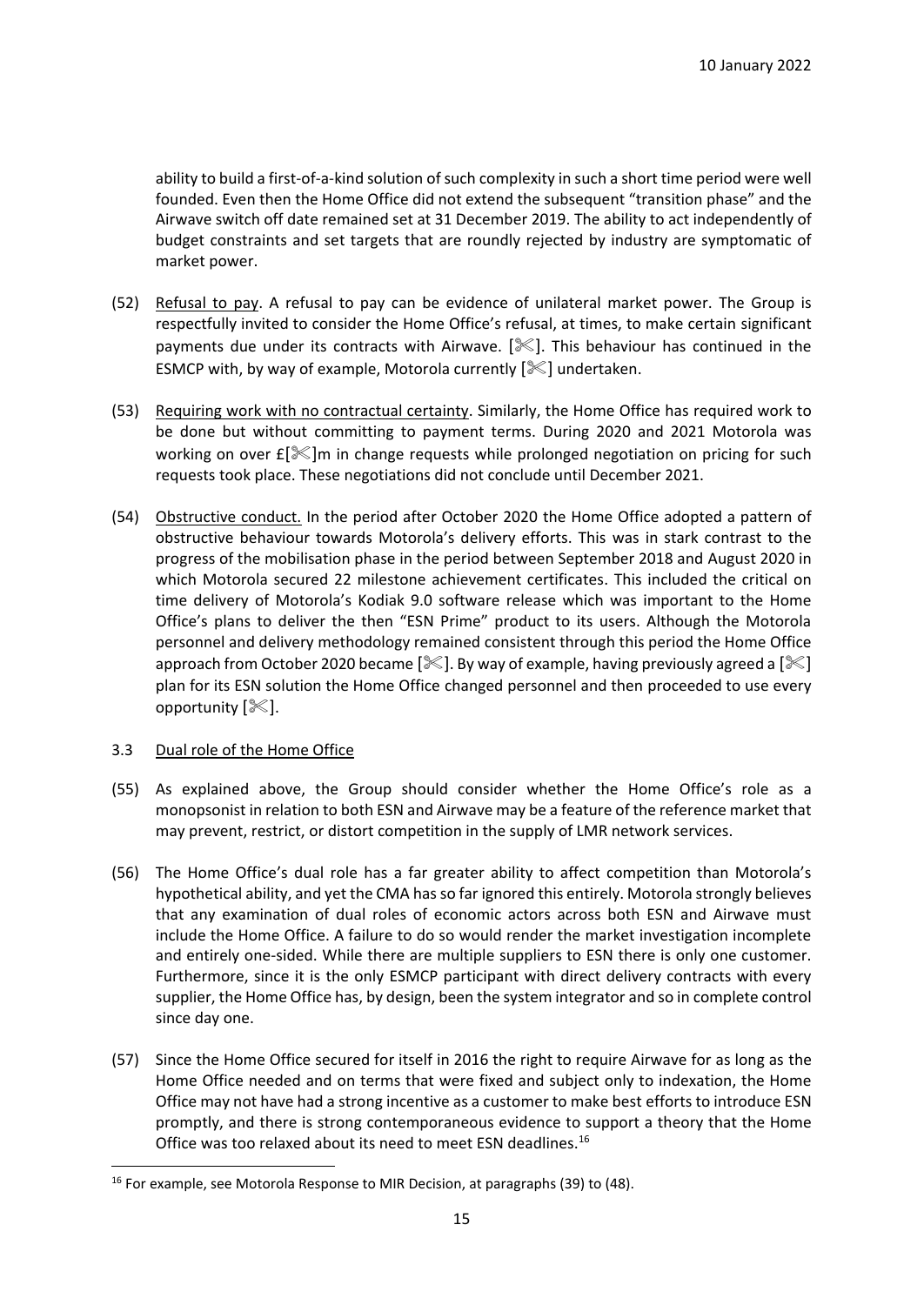ability to build a first-of-a-kind solution of such complexity in such a short time period were well founded. Even then the Home Office did not extend the subsequent "transition phase" and the Airwave switch off date remained set at 31 December 2019. The ability to act independently of budget constraints and set targets that are roundly rejected by industry are symptomatic of market power.

(52) Refusal to pay. A refusal to pay can be evidence of unilateral market power. The Group is respectfully invited to consider the Home Office's refusal, at times, to make certain significant payments due under its contracts with Airwave. [✂]. This behaviour has continued in the ESMCP with, by way of example, Motorola currently [✂] undertaken.

(53) Requiring work with no contractual certainty. Similarly, the Home Office has required work to be done but without committing to payment terms. During 2020 and 2021 Motorola was working on over £[✂]m in change requests while prolonged negotiation on pricing for such requests took place. These negotiations did not conclude until December 2021.

(54) Obstructive conduct. In the period after October 2020 the Home Office adopted a pattern of obstructive behaviour towards Motorola's delivery efforts. This was in stark contrast to the progress of the mobilisation phase in the period between September 2018 and August 2020 in which Motorola secured 22 milestone achievement certificates. This included the critical on time delivery of Motorola's Kodiak 9.0 software release which was important to the Home Office's plans to deliver the then "ESN Prime" product to its users. Although the Motorola personnel and delivery methodology remained consistent through this period the Home Office approach from October 2020 became [✂]. By way of example, having previously agreed a [✂] plan for its ESN solution the Home Office changed personnel and then proceeded to use every opportunity [✂].

3.3 Dual role of the Home Office

(55) As explained above, the Group should consider whether the Home Office's role as a monopsonist in relation to both ESN and Airwave may be a feature of the reference market that may prevent, restrict, or distort competition in the supply of LMR network services.

(56) The Home Office's dual role has a far greater ability to affect competition than Motorola's hypothetical ability, and yet the CMA has so far ignored this entirely. Motorola strongly believes that any examination of dual roles of economic actors across both ESN and Airwave must include the Home Office. A failure to do so would render the market investigation incomplete and entirely one-sided. While there are multiple suppliers to ESN there is only one customer. Furthermore, since it is the only ESMCP participant with direct delivery contracts with every supplier, the Home Office has, by design, been the system integrator and so in complete control since day one.

(57) Since the Home Office secured for itself in 2016 the right to require Airwave for as long as the Home Office needed and on terms that were fixed and subject only to indexation, the Home Office may not have had a strong incentive as a customer to make best efforts to introduce ESN promptly, and there is strong contemporaneous evidence to support a theory that the Home Office was too relaxed about its need to meet ESN deadlines.[16]

[16] For example, see Motorola Response to MIR Decision, at paragraphs (39) to (48).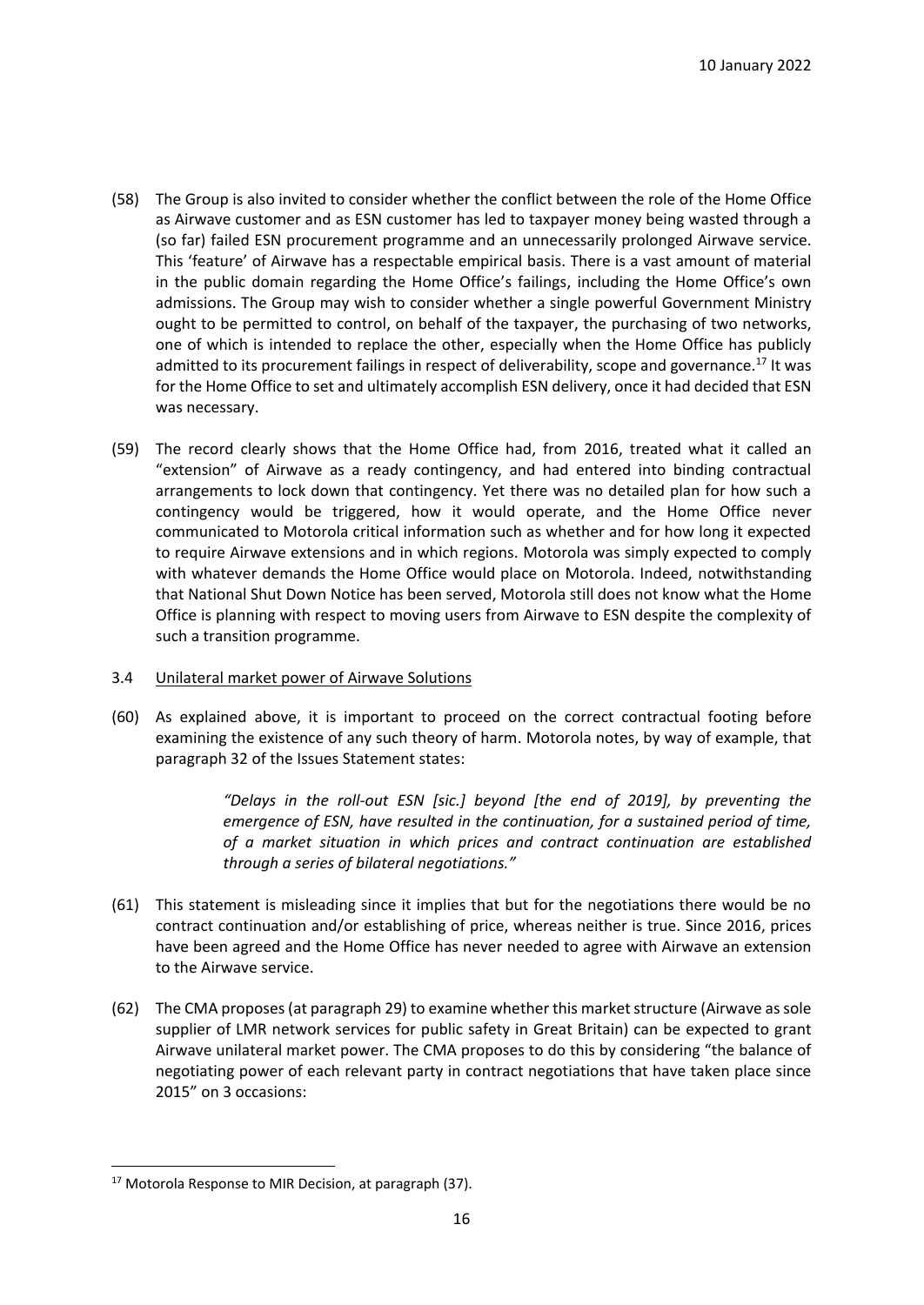(58) The Group is also invited to consider whether the conflict between the role of the Home Office as Airwave customer and as ESN customer has led to taxpayer money being wasted through a (so far) failed ESN procurement programme and an unnecessarily prolonged Airwave service. This 'feature' of Airwave has a respectable empirical basis. There is a vast amount of material in the public domain regarding the Home Office's failings, including the Home Office's own admissions. The Group may wish to consider whether a single powerful Government Ministry ought to be permitted to control, on behalf of the taxpayer, the purchasing of two networks, one of which is intended to replace the other, especially when the Home Office has publicly admitted to its procurement failings in respect of deliverability, scope and governance.[17] It was for the Home Office to set and ultimately accomplish ESN delivery, once it had decided that ESN was necessary.

(59) The record clearly shows that the Home Office had, from 2016, treated what it called an "extension" of Airwave as a ready contingency, and had entered into binding contractual arrangements to lock down that contingency. Yet there was no detailed plan for how such a contingency would be triggered, how it would operate, and the Home Office never communicated to Motorola critical information such as whether and for how long it expected to require Airwave extensions and in which regions. Motorola was simply expected to comply with whatever demands the Home Office would place on Motorola. Indeed, notwithstanding that National Shut Down Notice has been served, Motorola still does not know what the Home Office is planning with respect to moving users from Airwave to ESN despite the complexity of such a transition programme.

### 3.4 Unilateral market power of Airwave Solutions

(60) As explained above, it is important to proceed on the correct contractual footing before examining the existence of any such theory of harm. Motorola notes, by way of example, that paragraph 32 of the Issues Statement states:

> *"Delays in the roll-out ESN [sic.] beyond [the end of 2019], by preventing the emergence of ESN, have resulted in the continuation, for a sustained period of time, of a market situation in which prices and contract continuation are established through a series of bilateral negotiations."*

(61) This statement is misleading since it implies that but for the negotiations there would be no contract continuation and/or establishing of price, whereas neither is true. Since 2016, prices have been agreed and the Home Office has never needed to agree with Airwave an extension to the Airwave service.

(62) The CMA proposes (at paragraph 29) to examine whether this market structure (Airwave as sole supplier of LMR network services for public safety in Great Britain) can be expected to grant Airwave unilateral market power. The CMA proposes to do this by considering "the balance of negotiating power of each relevant party in contract negotiations that have taken place since 2015" on 3 occasions:

---

[17] Motorola Response to MIR Decision, at paragraph (37).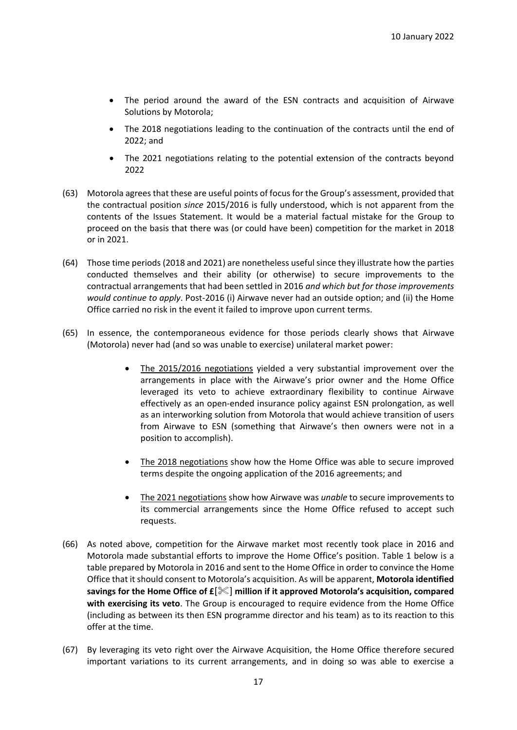- The period around the award of the ESN contracts and acquisition of Airwave Solutions by Motorola;
- The 2018 negotiations leading to the continuation of the contracts until the end of 2022; and
- The 2021 negotiations relating to the potential extension of the contracts beyond 2022

(63) Motorola agrees that these are useful points of focus for the Group's assessment, provided that the contractual position *since* 2015/2016 is fully understood, which is not apparent from the contents of the Issues Statement. It would be a material factual mistake for the Group to proceed on the basis that there was (or could have been) competition for the market in 2018 or in 2021.

(64) Those time periods (2018 and 2021) are nonetheless useful since they illustrate how the parties conducted themselves and their ability (or otherwise) to secure improvements to the contractual arrangements that had been settled in 2016 *and which but for those improvements would continue to apply*. Post-2016 (i) Airwave never had an outside option; and (ii) the Home Office carried no risk in the event it failed to improve upon current terms.

(65) In essence, the contemporaneous evidence for those periods clearly shows that Airwave (Motorola) never had (and so was unable to exercise) unilateral market power:

- The 2015/2016 negotiations yielded a very substantial improvement over the arrangements in place with the Airwave's prior owner and the Home Office leveraged its veto to achieve extraordinary flexibility to continue Airwave effectively as an open-ended insurance policy against ESN prolongation, as well as an interworking solution from Motorola that would achieve transition of users from Airwave to ESN (something that Airwave's then owners were not in a position to accomplish).
- The 2018 negotiations show how the Home Office was able to secure improved terms despite the ongoing application of the 2016 agreements; and
- The 2021 negotiations show how Airwave was *unable* to secure improvements to its commercial arrangements since the Home Office refused to accept such requests.

(66) As noted above, competition for the Airwave market most recently took place in 2016 and Motorola made substantial efforts to improve the Home Office's position. Table 1 below is a table prepared by Motorola in 2016 and sent to the Home Office in order to convince the Home Office that it should consent to Motorola's acquisition. As will be apparent, **Motorola identified savings for the Home Office of £[✂] million if it approved Motorola's acquisition, compared with exercising its veto**. The Group is encouraged to require evidence from the Home Office (including as between its then ESN programme director and his team) as to its reaction to this offer at the time.

(67) By leveraging its veto right over the Airwave Acquisition, the Home Office therefore secured important variations to its current arrangements, and in doing so was able to exercise a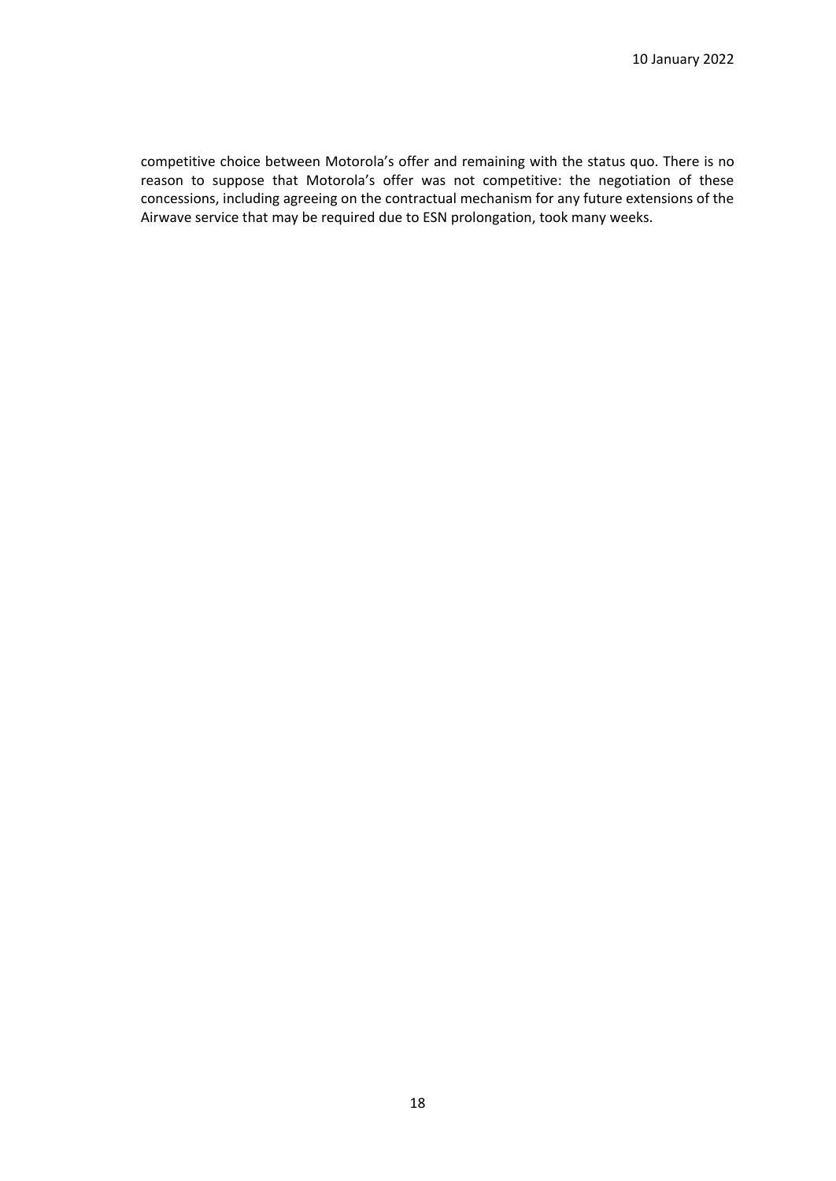competitive choice between Motorola's offer and remaining with the status quo. There is no reason to suppose that Motorola's offer was not competitive: the negotiation of these concessions, including agreeing on the contractual mechanism for any future extensions of the Airwave service that may be required due to ESN prolongation, took many weeks.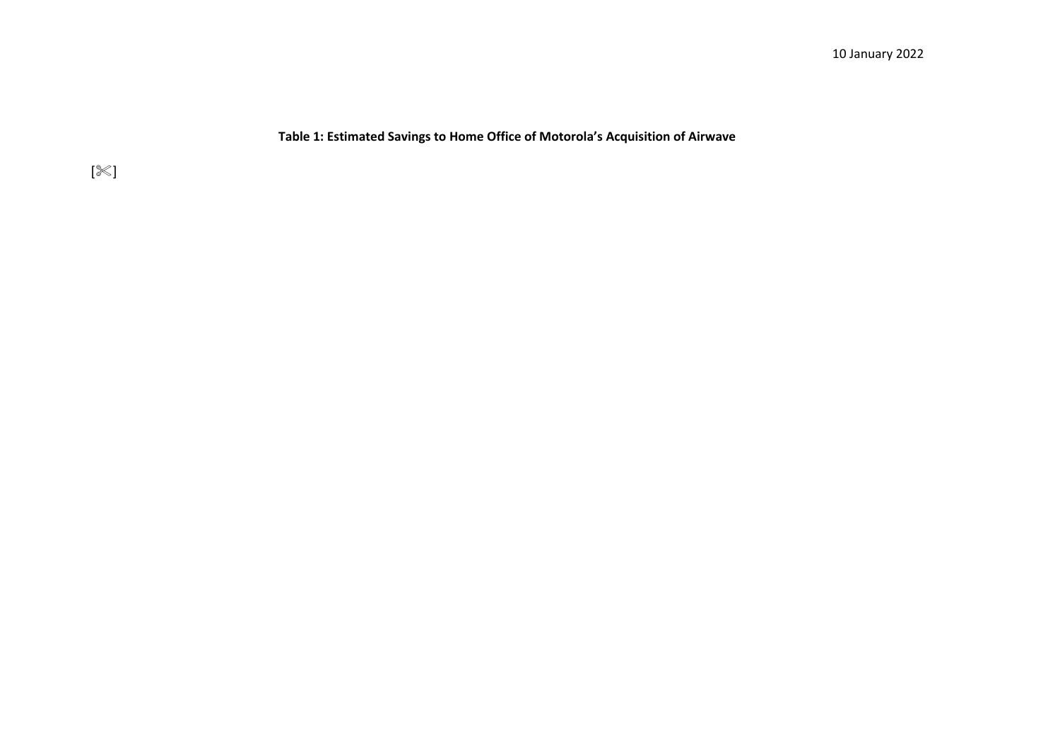10 January 2022

**Table 1: Estimated Savings to Home Office of Motorola's Acquisition of Airwave**

[✂]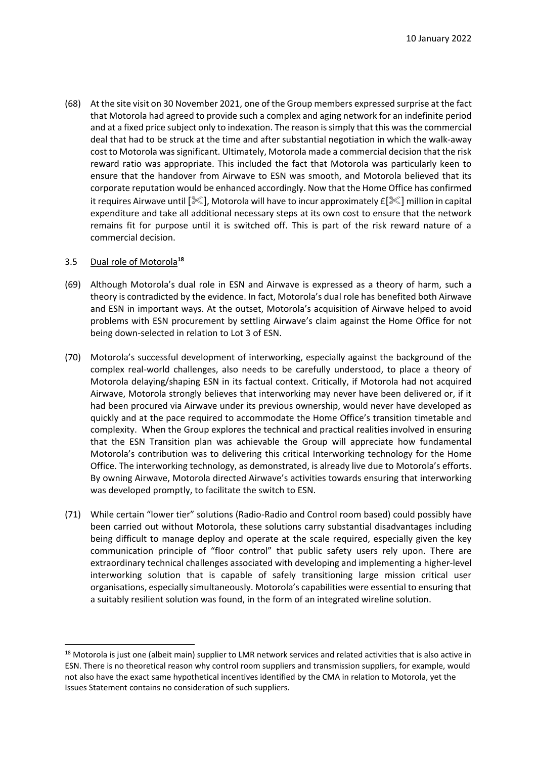(68) At the site visit on 30 November 2021, one of the Group members expressed surprise at the fact that Motorola had agreed to provide such a complex and aging network for an indefinite period and at a fixed price subject only to indexation. The reason is simply that this was the commercial deal that had to be struck at the time and after substantial negotiation in which the walk-away cost to Motorola was significant. Ultimately, Motorola made a commercial decision that the risk reward ratio was appropriate. This included the fact that Motorola was particularly keen to ensure that the handover from Airwave to ESN was smooth, and Motorola believed that its corporate reputation would be enhanced accordingly. Now that the Home Office has confirmed it requires Airwave until [✂], Motorola will have to incur approximately £[✂] million in capital expenditure and take all additional necessary steps at its own cost to ensure that the network remains fit for purpose until it is switched off. This is part of the risk reward nature of a commercial decision.

### 3.5 Dual role of Motorola[18]

(69) Although Motorola's dual role in ESN and Airwave is expressed as a theory of harm, such a theory is contradicted by the evidence. In fact, Motorola's dual role has benefited both Airwave and ESN in important ways. At the outset, Motorola's acquisition of Airwave helped to avoid problems with ESN procurement by settling Airwave's claim against the Home Office for not being down-selected in relation to Lot 3 of ESN.

(70) Motorola's successful development of interworking, especially against the background of the complex real-world challenges, also needs to be carefully understood, to place a theory of Motorola delaying/shaping ESN in its factual context. Critically, if Motorola had not acquired Airwave, Motorola strongly believes that interworking may never have been delivered or, if it had been procured via Airwave under its previous ownership, would never have developed as quickly and at the pace required to accommodate the Home Office's transition timetable and complexity. When the Group explores the technical and practical realities involved in ensuring that the ESN Transition plan was achievable the Group will appreciate how fundamental Motorola's contribution was to delivering this critical Interworking technology for the Home Office. The interworking technology, as demonstrated, is already live due to Motorola's efforts. By owning Airwave, Motorola directed Airwave's activities towards ensuring that interworking was developed promptly, to facilitate the switch to ESN.

(71) While certain "lower tier" solutions (Radio-Radio and Control room based) could possibly have been carried out without Motorola, these solutions carry substantial disadvantages including being difficult to manage deploy and operate at the scale required, especially given the key communication principle of "floor control" that public safety users rely upon. There are extraordinary technical challenges associated with developing and implementing a higher-level interworking solution that is capable of safely transitioning large mission critical user organisations, especially simultaneously. Motorola's capabilities were essential to ensuring that a suitably resilient solution was found, in the form of an integrated wireline solution.

---

[18] Motorola is just one (albeit main) supplier to LMR network services and related activities that is also active in ESN. There is no theoretical reason why control room suppliers and transmission suppliers, for example, would not also have the exact same hypothetical incentives identified by the CMA in relation to Motorola, yet the Issues Statement contains no consideration of such suppliers.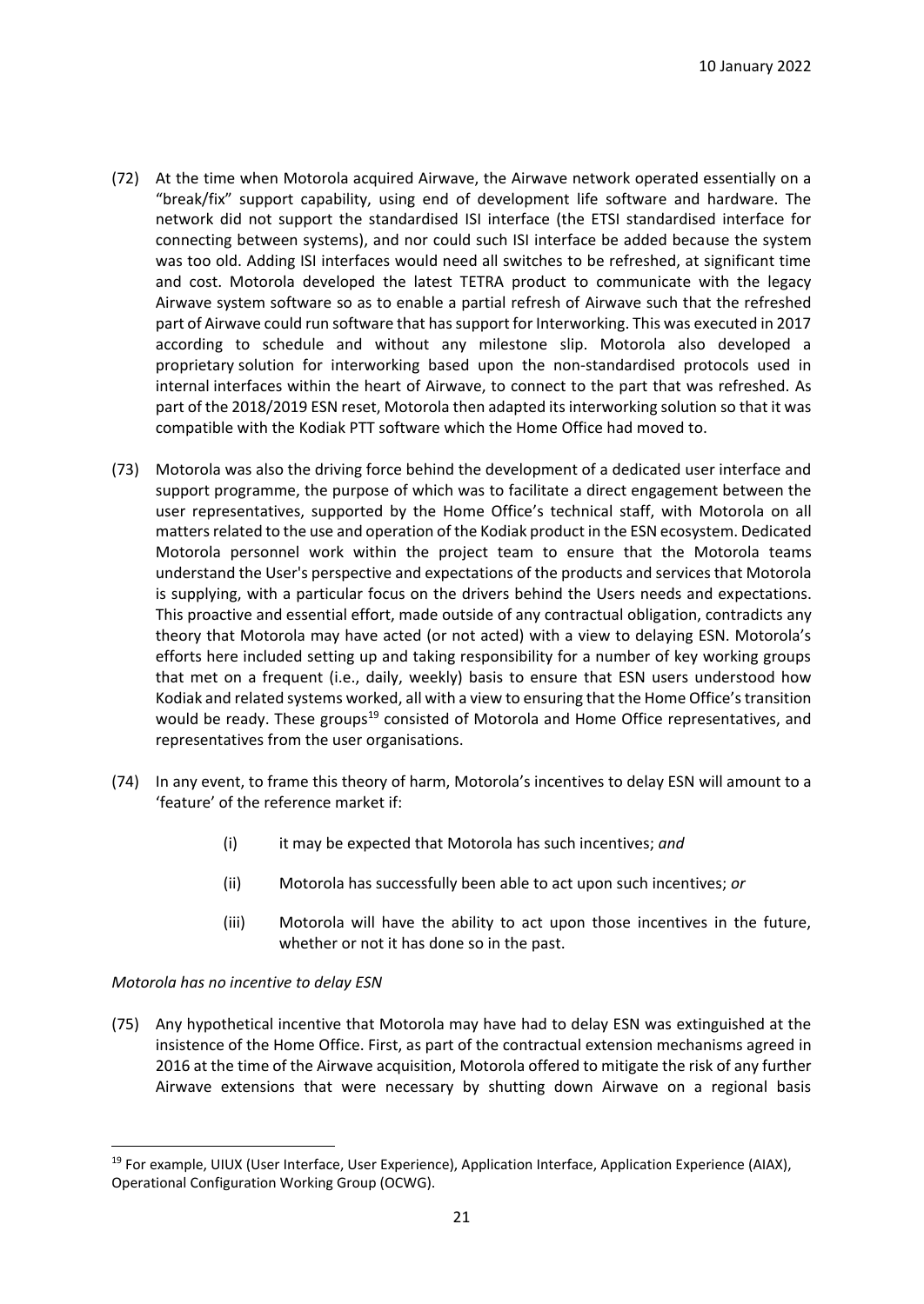(72) At the time when Motorola acquired Airwave, the Airwave network operated essentially on a "break/fix" support capability, using end of development life software and hardware. The network did not support the standardised ISI interface (the ETSI standardised interface for connecting between systems), and nor could such ISI interface be added because the system was too old. Adding ISI interfaces would need all switches to be refreshed, at significant time and cost. Motorola developed the latest TETRA product to communicate with the legacy Airwave system software so as to enable a partial refresh of Airwave such that the refreshed part of Airwave could run software that has support for Interworking. This was executed in 2017 according to schedule and without any milestone slip. Motorola also developed a proprietary solution for interworking based upon the non-standardised protocols used in internal interfaces within the heart of Airwave, to connect to the part that was refreshed. As part of the 2018/2019 ESN reset, Motorola then adapted its interworking solution so that it was compatible with the Kodiak PTT software which the Home Office had moved to.

(73) Motorola was also the driving force behind the development of a dedicated user interface and support programme, the purpose of which was to facilitate a direct engagement between the user representatives, supported by the Home Office's technical staff, with Motorola on all matters related to the use and operation of the Kodiak product in the ESN ecosystem. Dedicated Motorola personnel work within the project team to ensure that the Motorola teams understand the User's perspective and expectations of the products and services that Motorola is supplying, with a particular focus on the drivers behind the Users needs and expectations. This proactive and essential effort, made outside of any contractual obligation, contradicts any theory that Motorola may have acted (or not acted) with a view to delaying ESN. Motorola's efforts here included setting up and taking responsibility for a number of key working groups that met on a frequent (i.e., daily, weekly) basis to ensure that ESN users understood how Kodiak and related systems worked, all with a view to ensuring that the Home Office's transition would be ready. These groups[19] consisted of Motorola and Home Office representatives, and representatives from the user organisations.

(74) In any event, to frame this theory of harm, Motorola's incentives to delay ESN will amount to a 'feature' of the reference market if:

(i) it may be expected that Motorola has such incentives; *and*

(ii) Motorola has successfully been able to act upon such incentives; *or*

(iii) Motorola will have the ability to act upon those incentives in the future, whether or not it has done so in the past.

*Motorola has no incentive to delay ESN*

(75) Any hypothetical incentive that Motorola may have had to delay ESN was extinguished at the insistence of the Home Office. First, as part of the contractual extension mechanisms agreed in 2016 at the time of the Airwave acquisition, Motorola offered to mitigate the risk of any further Airwave extensions that were necessary by shutting down Airwave on a regional basis

[19] For example, UIUX (User Interface, User Experience), Application Interface, Application Experience (AIAX), Operational Configuration Working Group (OCWG).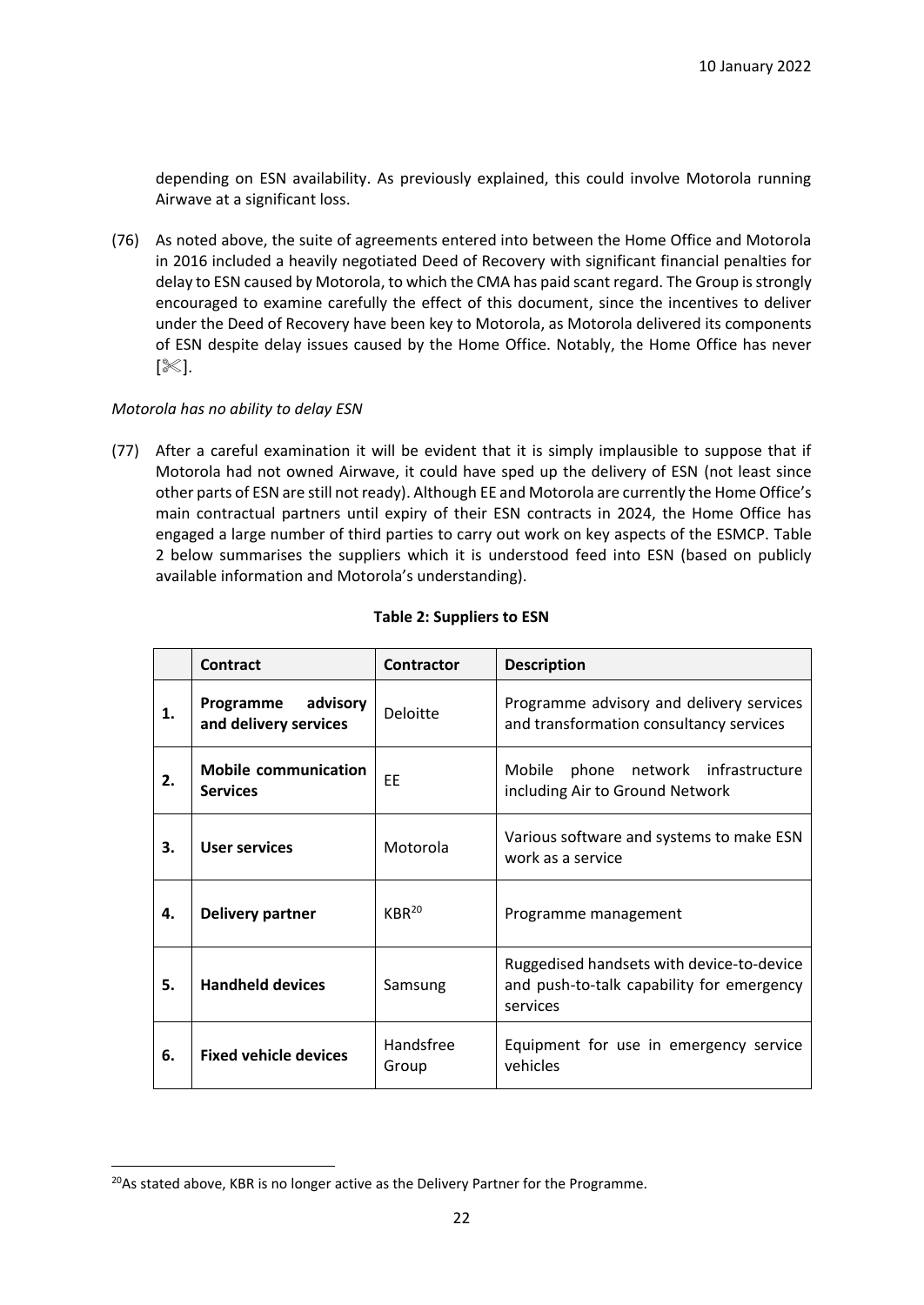depending on ESN availability. As previously explained, this could involve Motorola running Airwave at a significant loss.

(76) As noted above, the suite of agreements entered into between the Home Office and Motorola in 2016 included a heavily negotiated Deed of Recovery with significant financial penalties for delay to ESN caused by Motorola, to which the CMA has paid scant regard. The Group is strongly encouraged to examine carefully the effect of this document, since the incentives to deliver under the Deed of Recovery have been key to Motorola, as Motorola delivered its components of ESN despite delay issues caused by the Home Office. Notably, the Home Office has never [✂].

*Motorola has no ability to delay ESN*

(77) After a careful examination it will be evident that it is simply implausible to suppose that if Motorola had not owned Airwave, it could have sped up the delivery of ESN (not least since other parts of ESN are still not ready). Although EE and Motorola are currently the Home Office's main contractual partners until expiry of their ESN contracts in 2024, the Home Office has engaged a large number of third parties to carry out work on key aspects of the ESMCP. Table 2 below summarises the suppliers which it is understood feed into ESN (based on publicly available information and Motorola's understanding).

**Table 2: Suppliers to ESN**

| | Contract | Contractor | Description |
|---|---|---|---|
| **1.** | **Programme advisory and delivery services** | Deloitte | Programme advisory and delivery services and transformation consultancy services |
| **2.** | **Mobile communication Services** | EE | Mobile phone network infrastructure including Air to Ground Network |
| **3.** | **User services** | Motorola | Various software and systems to make ESN work as a service |
| **4.** | **Delivery partner** | KBR[20] | Programme management |
| **5.** | **Handheld devices** | Samsung | Ruggedised handsets with device-to-device and push-to-talk capability for emergency services |
| **6.** | **Fixed vehicle devices** | Handsfree Group | Equipment for use in emergency service vehicles |

[20] As stated above, KBR is no longer active as the Delivery Partner for the Programme.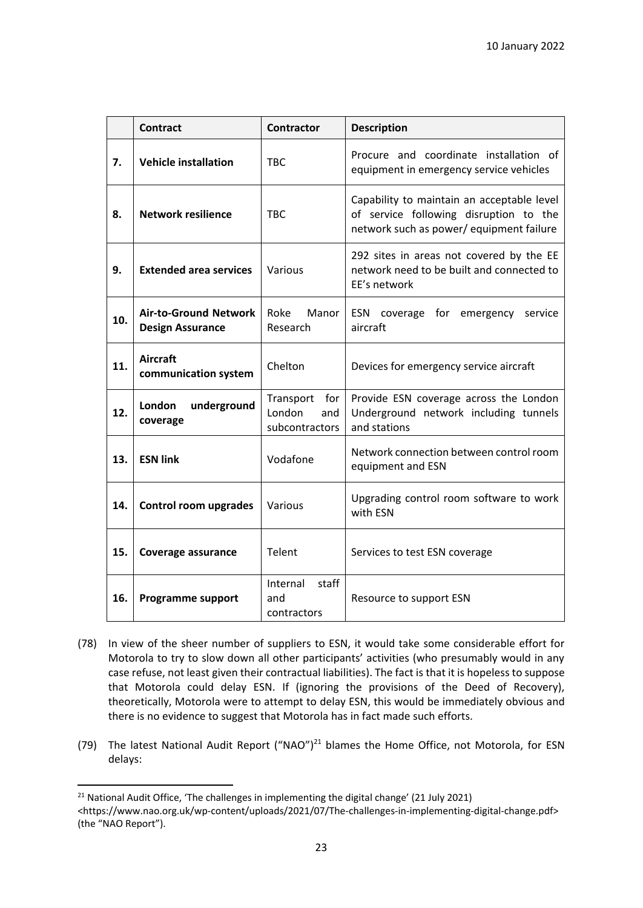|  | Contract | Contractor | Description |
|---|---|---|---|
| 7. | **Vehicle installation** | TBC | Procure and coordinate installation of equipment in emergency service vehicles |
| 8. | **Network resilience** | TBC | Capability to maintain an acceptable level of service following disruption to the network such as power/ equipment failure |
| 9. | **Extended area services** | Various | 292 sites in areas not covered by the EE network need to be built and connected to EE's network |
| 10. | **Air-to-Ground Network Design Assurance** | Roke Manor Research | ESN coverage for emergency service aircraft |
| 11. | **Aircraft communication system** | Chelton | Devices for emergency service aircraft |
| 12. | **London underground coverage** | Transport for London and subcontractors | Provide ESN coverage across the London Underground network including tunnels and stations |
| 13. | **ESN link** | Vodafone | Network connection between control room equipment and ESN |
| 14. | **Control room upgrades** | Various | Upgrading control room software to work with ESN |
| 15. | **Coverage assurance** | Telent | Services to test ESN coverage |
| 16. | **Programme support** | Internal staff and contractors | Resource to support ESN |

(78) In view of the sheer number of suppliers to ESN, it would take some considerable effort for Motorola to try to slow down all other participants' activities (who presumably would in any case refuse, not least given their contractual liabilities). The fact is that it is hopeless to suppose that Motorola could delay ESN. If (ignoring the provisions of the Deed of Recovery), theoretically, Motorola were to attempt to delay ESN, this would be immediately obvious and there is no evidence to suggest that Motorola has in fact made such efforts.

(79) The latest National Audit Report ("NAO")[21] blames the Home Office, not Motorola, for ESN delays:

[21] National Audit Office, 'The challenges in implementing the digital change' (21 July 2021) <https://www.nao.org.uk/wp-content/uploads/2021/07/The-challenges-in-implementing-digital-change.pdf> (the "NAO Report").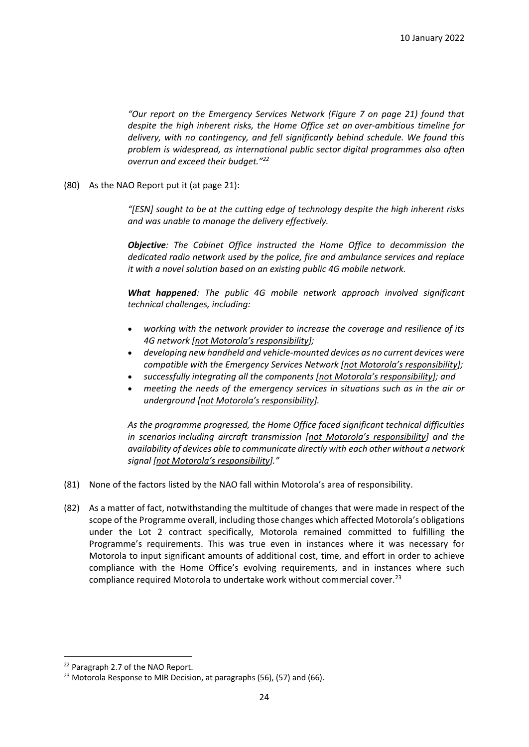*"Our report on the Emergency Services Network (Figure 7 on page 21) found that despite the high inherent risks, the Home Office set an over-ambitious timeline for delivery, with no contingency, and fell significantly behind schedule. We found this problem is widespread, as international public sector digital programmes also often overrun and exceed their budget."*[22]

(80) As the NAO Report put it (at page 21):

> *"[ESN] sought to be at the cutting edge of technology despite the high inherent risks and was unable to manage the delivery effectively.*
>
> ***Objective**: The Cabinet Office instructed the Home Office to decommission the dedicated radio network used by the police, fire and ambulance services and replace it with a novel solution based on an existing public 4G mobile network.*
>
> ***What happened**: The public 4G mobile network approach involved significant technical challenges, including:*
>
> - *working with the network provider to increase the coverage and resilience of its 4G network <u>[not Motorola's responsibility]</u>;*
> - *developing new handheld and vehicle-mounted devices as no current devices were compatible with the Emergency Services Network <u>[not Motorola's responsibility]</u>;*
> - *successfully integrating all the components <u>[not Motorola's responsibility]</u>; and*
> - *meeting the needs of the emergency services in situations such as in the air or underground <u>[not Motorola's responsibility]</u>.*
>
> *As the programme progressed, the Home Office faced significant technical difficulties in scenarios including aircraft transmission <u>[not Motorola's responsibility]</u> and the availability of devices able to communicate directly with each other without a network signal <u>[not Motorola's responsibility]</u>."*

(81) None of the factors listed by the NAO fall within Motorola's area of responsibility.

(82) As a matter of fact, notwithstanding the multitude of changes that were made in respect of the scope of the Programme overall, including those changes which affected Motorola's obligations under the Lot 2 contract specifically, Motorola remained committed to fulfilling the Programme's requirements. This was true even in instances where it was necessary for Motorola to input significant amounts of additional cost, time, and effort in order to achieve compliance with the Home Office's evolving requirements, and in instances where such compliance required Motorola to undertake work without commercial cover.[23]

---

[22] Paragraph 2.7 of the NAO Report.

[23] Motorola Response to MIR Decision, at paragraphs (56), (57) and (66).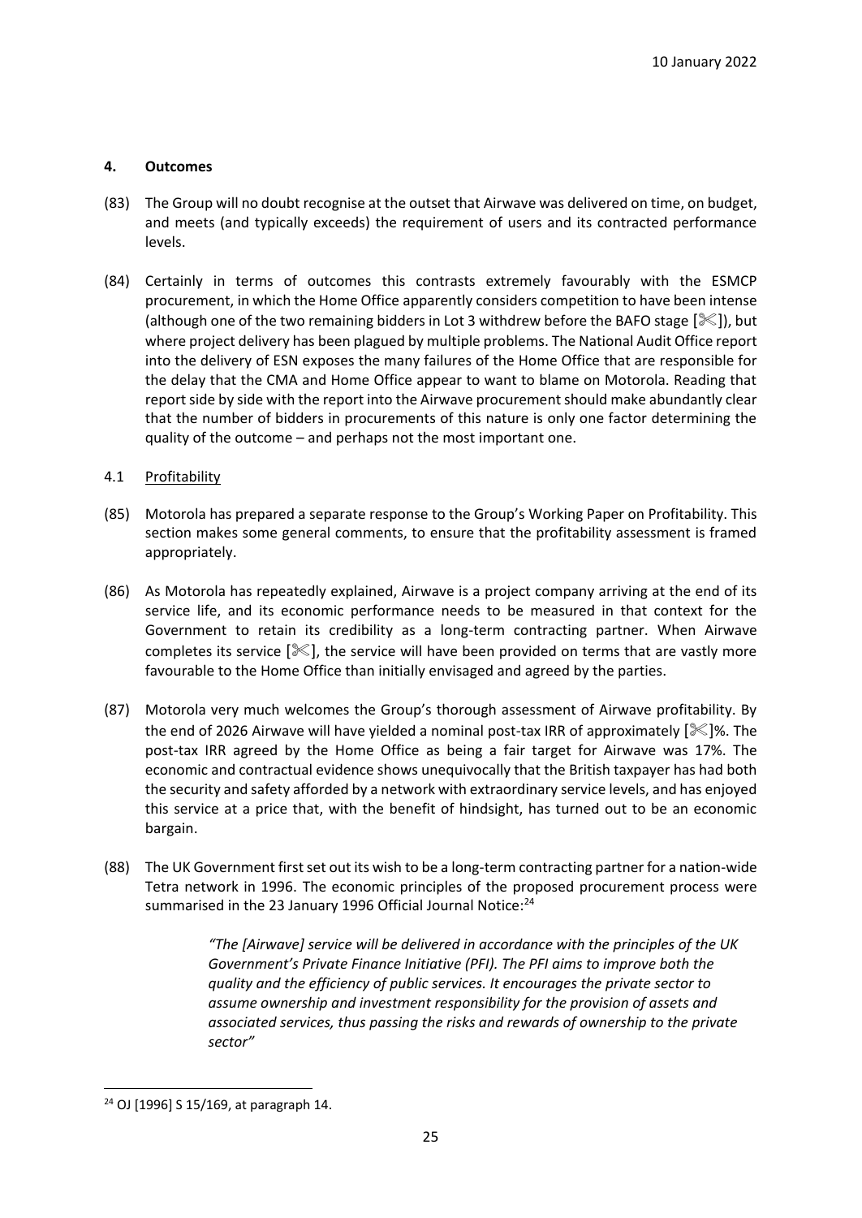10 January 2022

## 4. Outcomes

(83) The Group will no doubt recognise at the outset that Airwave was delivered on time, on budget, and meets (and typically exceeds) the requirement of users and its contracted performance levels.

(84) Certainly in terms of outcomes this contrasts extremely favourably with the ESMCP procurement, in which the Home Office apparently considers competition to have been intense (although one of the two remaining bidders in Lot 3 withdrew before the BAFO stage [✂]), but where project delivery has been plagued by multiple problems. The National Audit Office report into the delivery of ESN exposes the many failures of the Home Office that are responsible for the delay that the CMA and Home Office appear to want to blame on Motorola. Reading that report side by side with the report into the Airwave procurement should make abundantly clear that the number of bidders in procurements of this nature is only one factor determining the quality of the outcome – and perhaps not the most important one.

### 4.1 Profitability

(85) Motorola has prepared a separate response to the Group's Working Paper on Profitability. This section makes some general comments, to ensure that the profitability assessment is framed appropriately.

(86) As Motorola has repeatedly explained, Airwave is a project company arriving at the end of its service life, and its economic performance needs to be measured in that context for the Government to retain its credibility as a long-term contracting partner. When Airwave completes its service [✂], the service will have been provided on terms that are vastly more favourable to the Home Office than initially envisaged and agreed by the parties.

(87) Motorola very much welcomes the Group's thorough assessment of Airwave profitability. By the end of 2026 Airwave will have yielded a nominal post-tax IRR of approximately [✂]%. The post-tax IRR agreed by the Home Office as being a fair target for Airwave was 17%. The economic and contractual evidence shows unequivocally that the British taxpayer has had both the security and safety afforded by a network with extraordinary service levels, and has enjoyed this service at a price that, with the benefit of hindsight, has turned out to be an economic bargain.

(88) The UK Government first set out its wish to be a long-term contracting partner for a nation-wide Tetra network in 1996. The economic principles of the proposed procurement process were summarised in the 23 January 1996 Official Journal Notice:[24]

> *"The [Airwave] service will be delivered in accordance with the principles of the UK Government's Private Finance Initiative (PFI). The PFI aims to improve both the quality and the efficiency of public services. It encourages the private sector to assume ownership and investment responsibility for the provision of assets and associated services, thus passing the risks and rewards of ownership to the private sector"*

[24] OJ [1996] S 15/169, at paragraph 14.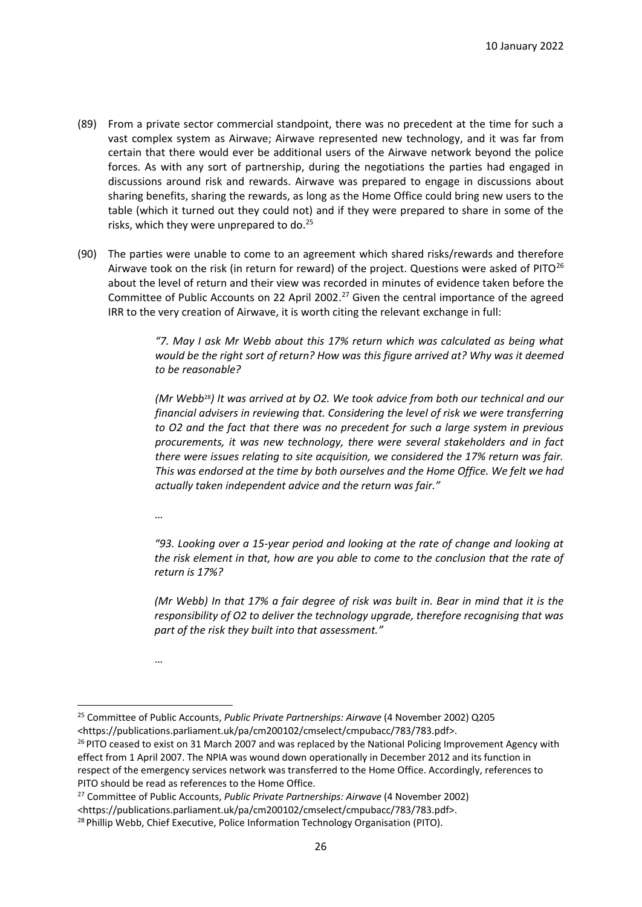(89) From a private sector commercial standpoint, there was no precedent at the time for such a vast complex system as Airwave; Airwave represented new technology, and it was far from certain that there would ever be additional users of the Airwave network beyond the police forces. As with any sort of partnership, during the negotiations the parties had engaged in discussions around risk and rewards. Airwave was prepared to engage in discussions about sharing benefits, sharing the rewards, as long as the Home Office could bring new users to the table (which it turned out they could not) and if they were prepared to share in some of the risks, which they were unprepared to do.[25]

(90) The parties were unable to come to an agreement which shared risks/rewards and therefore Airwave took on the risk (in return for reward) of the project. Questions were asked of PITO[26] about the level of return and their view was recorded in minutes of evidence taken before the Committee of Public Accounts on 22 April 2002.[27] Given the central importance of the agreed IRR to the very creation of Airwave, it is worth citing the relevant exchange in full:

> *"7. May I ask Mr Webb about this 17% return which was calculated as being what would be the right sort of return? How was this figure arrived at? Why was it deemed to be reasonable?*
>
> *(Mr Webb[28]) It was arrived at by O2. We took advice from both our technical and our financial advisers in reviewing that. Considering the level of risk we were transferring to O2 and the fact that there was no precedent for such a large system in previous procurements, it was new technology, there were several stakeholders and in fact there were issues relating to site acquisition, we considered the 17% return was fair. This was endorsed at the time by both ourselves and the Home Office. We felt we had actually taken independent advice and the return was fair."*
>
> *…*
>
> *"93. Looking over a 15-year period and looking at the rate of change and looking at the risk element in that, how are you able to come to the conclusion that the rate of return is 17%?*
>
> *(Mr Webb) In that 17% a fair degree of risk was built in. Bear in mind that it is the responsibility of O2 to deliver the technology upgrade, therefore recognising that was part of the risk they built into that assessment."*
>
> *…*

---

[25] Committee of Public Accounts, *Public Private Partnerships: Airwave* (4 November 2002) Q205 <https://publications.parliament.uk/pa/cm200102/cmselect/cmpubacc/783/783.pdf>.

[26] PITO ceased to exist on 31 March 2007 and was replaced by the National Policing Improvement Agency with effect from 1 April 2007. The NPIA was wound down operationally in December 2012 and its function in respect of the emergency services network was transferred to the Home Office. Accordingly, references to PITO should be read as references to the Home Office.

[27] Committee of Public Accounts, *Public Private Partnerships: Airwave* (4 November 2002) <https://publications.parliament.uk/pa/cm200102/cmselect/cmpubacc/783/783.pdf>.

[28] Phillip Webb, Chief Executive, Police Information Technology Organisation (PITO).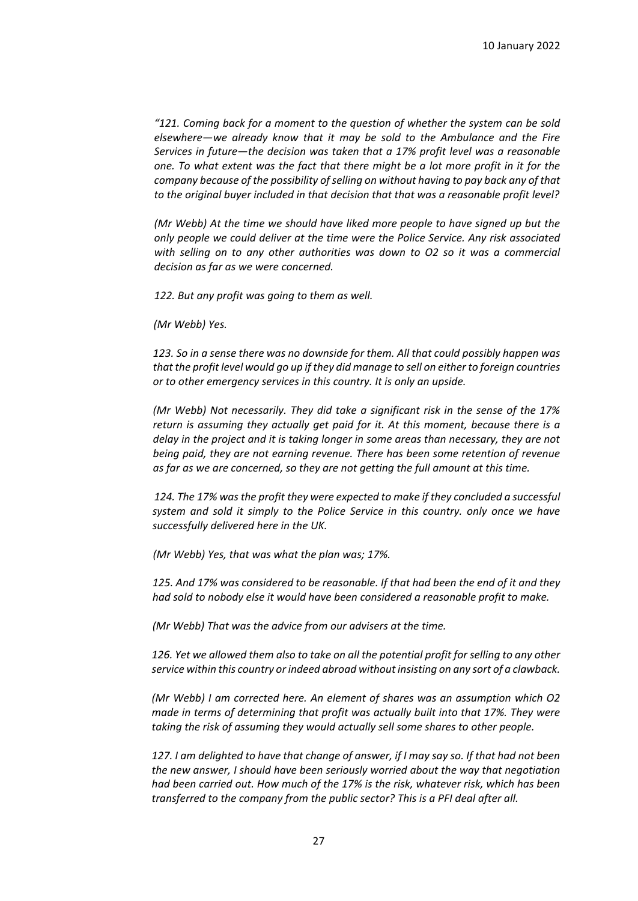10 January 2022

*"121. Coming back for a moment to the question of whether the system can be sold elsewhere—we already know that it may be sold to the Ambulance and the Fire Services in future—the decision was taken that a 17% profit level was a reasonable one. To what extent was the fact that there might be a lot more profit in it for the company because of the possibility of selling on without having to pay back any of that to the original buyer included in that decision that that was a reasonable profit level?*

*(Mr Webb) At the time we should have liked more people to have signed up but the only people we could deliver at the time were the Police Service. Any risk associated with selling on to any other authorities was down to O2 so it was a commercial decision as far as we were concerned.*

*122. But any profit was going to them as well.*

*(Mr Webb) Yes.*

*123. So in a sense there was no downside for them. All that could possibly happen was that the profit level would go up if they did manage to sell on either to foreign countries or to other emergency services in this country. It is only an upside.*

*(Mr Webb) Not necessarily. They did take a significant risk in the sense of the 17% return is assuming they actually get paid for it. At this moment, because there is a delay in the project and it is taking longer in some areas than necessary, they are not being paid, they are not earning revenue. There has been some retention of revenue as far as we are concerned, so they are not getting the full amount at this time.*

*124. The 17% was the profit they were expected to make if they concluded a successful system and sold it simply to the Police Service in this country. only once we have successfully delivered here in the UK.*

*(Mr Webb) Yes, that was what the plan was; 17%.*

*125. And 17% was considered to be reasonable. If that had been the end of it and they had sold to nobody else it would have been considered a reasonable profit to make.*

*(Mr Webb) That was the advice from our advisers at the time.*

*126. Yet we allowed them also to take on all the potential profit for selling to any other service within this country or indeed abroad without insisting on any sort of a clawback.*

*(Mr Webb) I am corrected here. An element of shares was an assumption which O2 made in terms of determining that profit was actually built into that 17%. They were taking the risk of assuming they would actually sell some shares to other people.*

*127. I am delighted to have that change of answer, if I may say so. If that had not been the new answer, I should have been seriously worried about the way that negotiation had been carried out. How much of the 17% is the risk, whatever risk, which has been transferred to the company from the public sector? This is a PFI deal after all.*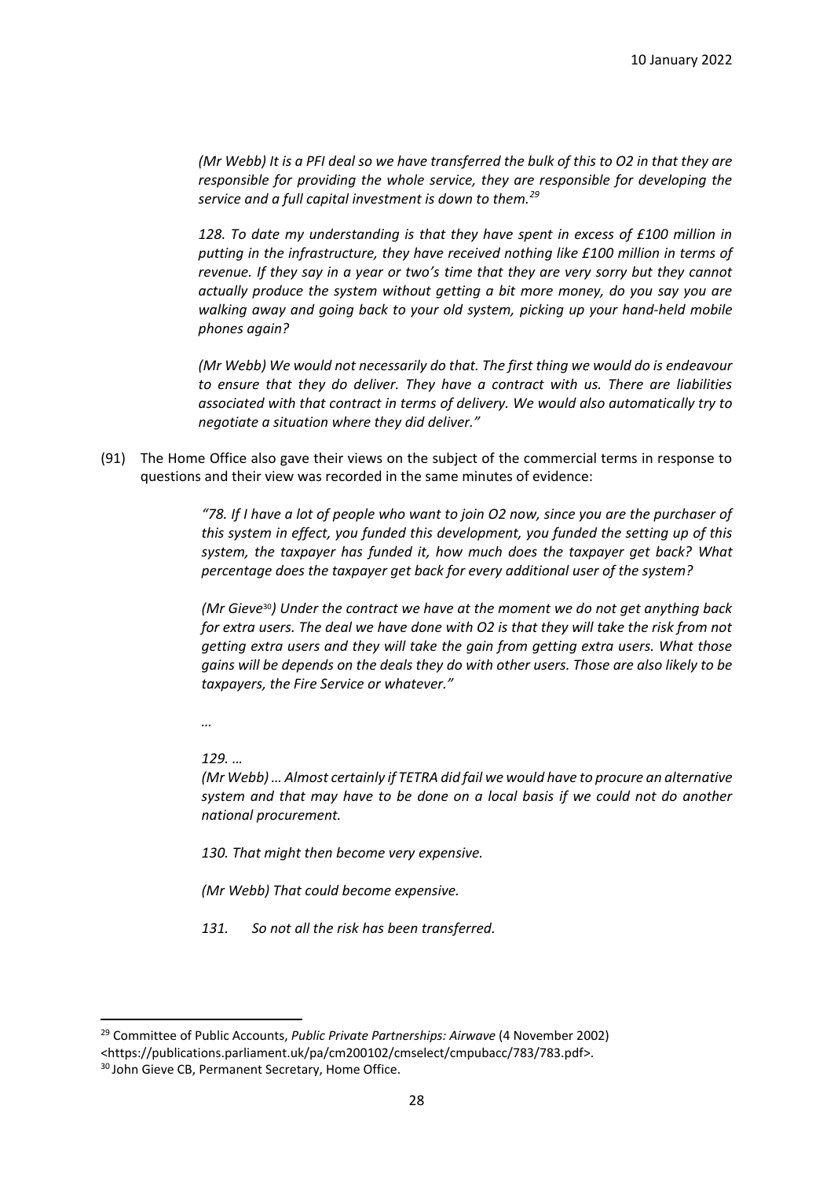*(Mr Webb) It is a PFI deal so we have transferred the bulk of this to O2 in that they are responsible for providing the whole service, they are responsible for developing the service and a full capital investment is down to them.*[29]

*128. To date my understanding is that they have spent in excess of £100 million in putting in the infrastructure, they have received nothing like £100 million in terms of revenue. If they say in a year or two's time that they are very sorry but they cannot actually produce the system without getting a bit more money, do you say you are walking away and going back to your old system, picking up your hand-held mobile phones again?*

*(Mr Webb) We would not necessarily do that. The first thing we would do is endeavour to ensure that they do deliver. They have a contract with us. There are liabilities associated with that contract in terms of delivery. We would also automatically try to negotiate a situation where they did deliver."*

(91) The Home Office also gave their views on the subject of the commercial terms in response to questions and their view was recorded in the same minutes of evidence:

*"78. If I have a lot of people who want to join O2 now, since you are the purchaser of this system in effect, you funded this development, you funded the setting up of this system, the taxpayer has funded it, how much does the taxpayer get back? What percentage does the taxpayer get back for every additional user of the system?*

*(Mr Gieve*[30]*) Under the contract we have at the moment we do not get anything back for extra users. The deal we have done with O2 is that they will take the risk from not getting extra users and they will take the gain from getting extra users. What those gains will be depends on the deals they do with other users. Those are also likely to be taxpayers, the Fire Service or whatever."*

*…*

*129. …*
*(Mr Webb) … Almost certainly if TETRA did fail we would have to procure an alternative system and that may have to be done on a local basis if we could not do another national procurement.*

*130. That might then become very expensive.*

*(Mr Webb) That could become expensive.*

*131. So not all the risk has been transferred.*

---

[29] Committee of Public Accounts, *Public Private Partnerships: Airwave* (4 November 2002) <https://publications.parliament.uk/pa/cm200102/cmselect/cmpubacc/783/783.pdf>.

[30] John Gieve CB, Permanent Secretary, Home Office.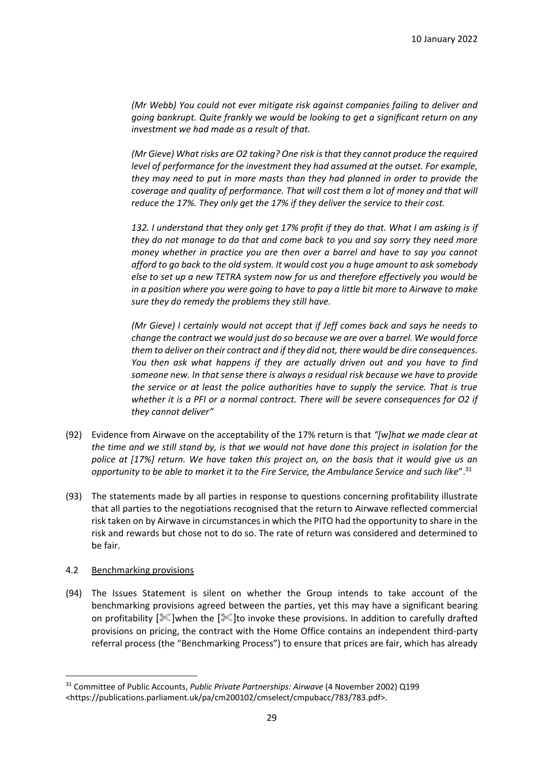*(Mr Webb) You could not ever mitigate risk against companies failing to deliver and going bankrupt. Quite frankly we would be looking to get a significant return on any investment we had made as a result of that.*

*(Mr Gieve) What risks are O2 taking? One risk is that they cannot produce the required level of performance for the investment they had assumed at the outset. For example, they may need to put in more masts than they had planned in order to provide the coverage and quality of performance. That will cost them a lot of money and that will reduce the 17%. They only get the 17% if they deliver the service to their cost.*

*132. I understand that they only get 17% profit if they do that. What I am asking is if they do not manage to do that and come back to you and say sorry they need more money whether in practice you are then over a barrel and have to say you cannot afford to go back to the old system. It would cost you a huge amount to ask somebody else to set up a new TETRA system now for us and therefore effectively you would be in a position where you were going to have to pay a little bit more to Airwave to make sure they do remedy the problems they still have.*

*(Mr Gieve) I certainly would not accept that if Jeff comes back and says he needs to change the contract we would just do so because we are over a barrel. We would force them to deliver on their contract and if they did not, there would be dire consequences. You then ask what happens if they are actually driven out and you have to find someone new. In that sense there is always a residual risk because we have to provide the service or at least the police authorities have to supply the service. That is true whether it is a PFI or a normal contract. There will be severe consequences for O2 if they cannot deliver"*

(92) Evidence from Airwave on the acceptability of the 17% return is that *"[w]hat we made clear at the time and we still stand by, is that we would not have done this project in isolation for the police at [17%] return. We have taken this project on, on the basis that it would give us an opportunity to be able to market it to the Fire Service, the Ambulance Service and such like*".[31]

(93) The statements made by all parties in response to questions concerning profitability illustrate that all parties to the negotiations recognised that the return to Airwave reflected commercial risk taken on by Airwave in circumstances in which the PITO had the opportunity to share in the risk and rewards but chose not to do so. The rate of return was considered and determined to be fair.

### 4.2 Benchmarking provisions

(94) The Issues Statement is silent on whether the Group intends to take account of the benchmarking provisions agreed between the parties, yet this may have a significant bearing on profitability [✂]when the [✂]to invoke these provisions. In addition to carefully drafted provisions on pricing, the contract with the Home Office contains an independent third-party referral process (the "Benchmarking Process") to ensure that prices are fair, which has already

[31] Committee of Public Accounts, *Public Private Partnerships: Airwave* (4 November 2002) Q199 <https://publications.parliament.uk/pa/cm200102/cmselect/cmpubacc/783/783.pdf>.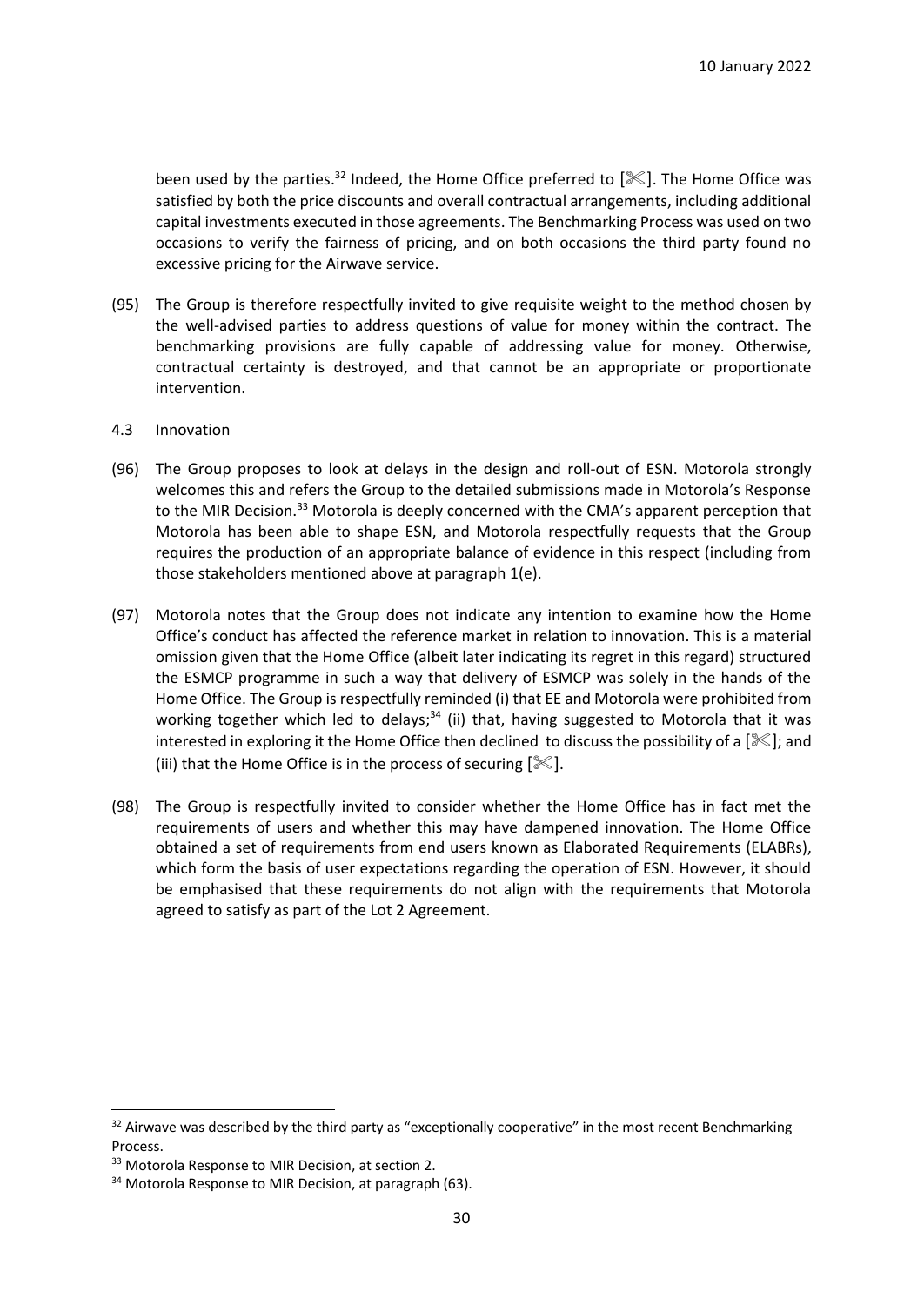been used by the parties.[32] Indeed, the Home Office preferred to [✂]. The Home Office was satisfied by both the price discounts and overall contractual arrangements, including additional capital investments executed in those agreements. The Benchmarking Process was used on two occasions to verify the fairness of pricing, and on both occasions the third party found no excessive pricing for the Airwave service.

(95) The Group is therefore respectfully invited to give requisite weight to the method chosen by the well-advised parties to address questions of value for money within the contract. The benchmarking provisions are fully capable of addressing value for money. Otherwise, contractual certainty is destroyed, and that cannot be an appropriate or proportionate intervention.

4.3 Innovation

(96) The Group proposes to look at delays in the design and roll-out of ESN. Motorola strongly welcomes this and refers the Group to the detailed submissions made in Motorola's Response to the MIR Decision.[33] Motorola is deeply concerned with the CMA's apparent perception that Motorola has been able to shape ESN, and Motorola respectfully requests that the Group requires the production of an appropriate balance of evidence in this respect (including from those stakeholders mentioned above at paragraph 1(e).

(97) Motorola notes that the Group does not indicate any intention to examine how the Home Office's conduct has affected the reference market in relation to innovation. This is a material omission given that the Home Office (albeit later indicating its regret in this regard) structured the ESMCP programme in such a way that delivery of ESMCP was solely in the hands of the Home Office. The Group is respectfully reminded (i) that EE and Motorola were prohibited from working together which led to delays;[34] (ii) that, having suggested to Motorola that it was interested in exploring it the Home Office then declined to discuss the possibility of a [✂]; and (iii) that the Home Office is in the process of securing [✂].

(98) The Group is respectfully invited to consider whether the Home Office has in fact met the requirements of users and whether this may have dampened innovation. The Home Office obtained a set of requirements from end users known as Elaborated Requirements (ELABRs), which form the basis of user expectations regarding the operation of ESN. However, it should be emphasised that these requirements do not align with the requirements that Motorola agreed to satisfy as part of the Lot 2 Agreement.

---

[32] Airwave was described by the third party as "exceptionally cooperative" in the most recent Benchmarking Process.

[33] Motorola Response to MIR Decision, at section 2.

[34] Motorola Response to MIR Decision, at paragraph (63).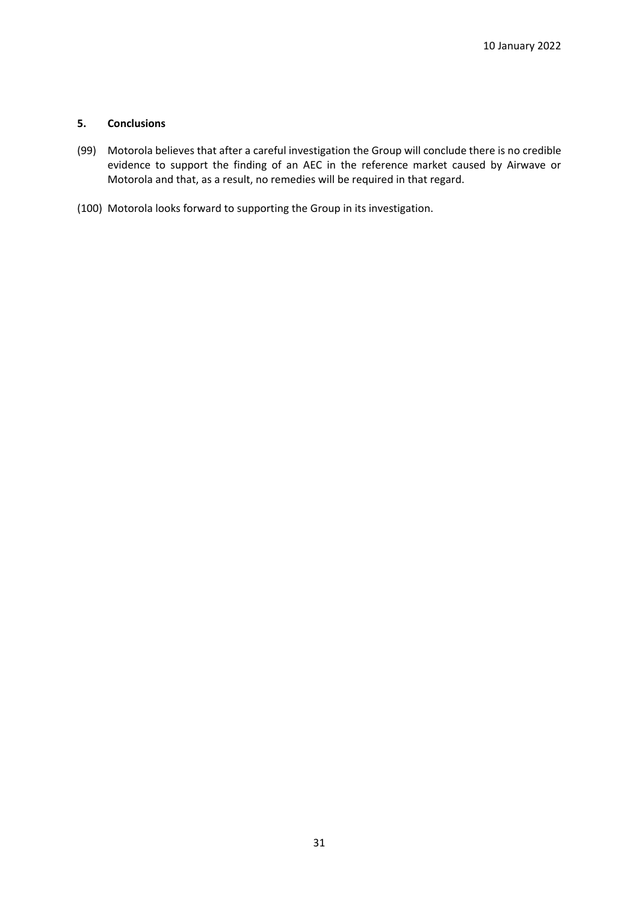## 5. Conclusions

(99) Motorola believes that after a careful investigation the Group will conclude there is no credible evidence to support the finding of an AEC in the reference market caused by Airwave or Motorola and that, as a result, no remedies will be required in that regard.

(100) Motorola looks forward to supporting the Group in its investigation.